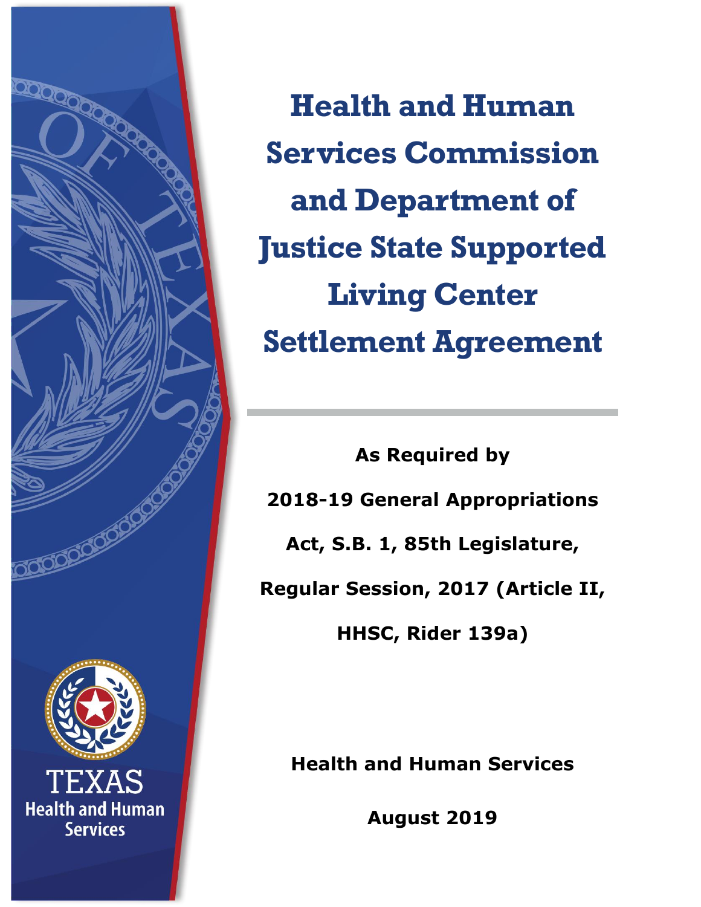# Health and Human Services Commission and Department of Justice State Supported Living Center Settlement Agreement

**As Required by**

**2018-19 General Appropriations Act, S.B. 1, 85th Legislature, Regular Session, 2017 (Article II, HHSC, Rider 139a)**

**Health and Human Services**

**August 2019**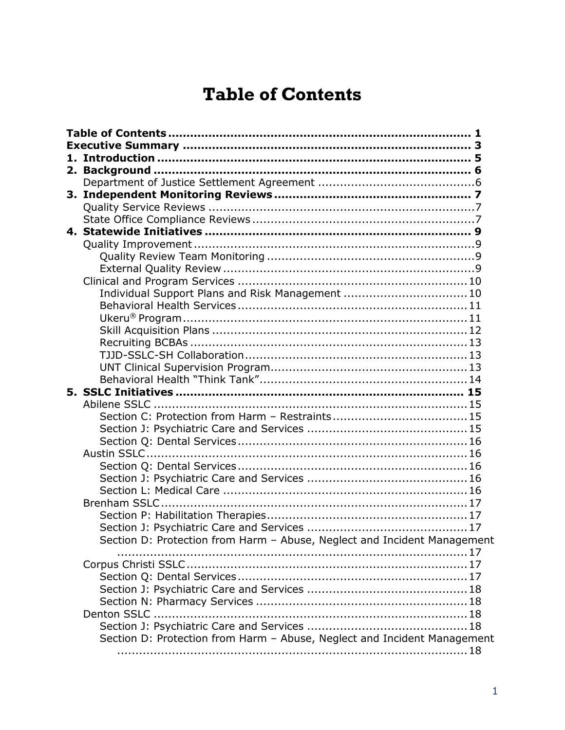# Table of Contents

**Table of Contents** .................................................................... **1**
**Executive Summary** ................................................................. **3**
**1. Introduction** ........................................................................ **5**
**2. Background** ......................................................................... **6**
- Department of Justice Settlement Agreement ........................................ 6

**3. Independent Monitoring Reviews** ........................................... **7**
- Quality Service Reviews ............................................................ 7
- State Office Compliance Reviews ................................................ 7

**4. Statewide Initiatives** ............................................................ **9**
- Quality Improvement ................................................................. 9
  - Quality Review Team Monitoring ............................................ 9
  - External Quality Review ........................................................ 9
- Clinical and Program Services .................................................... 10
  - Individual Support Plans and Risk Management ........................ 10
  - Behavioral Health Services .................................................... 11
  - Ukeru® Program ................................................................... 11
  - Skill Acquisition Plans .......................................................... 12
  - Recruiting BCBAs ................................................................. 13
  - TJJD-SSLC-SH Collaboration .................................................. 13
  - UNT Clinical Supervision Program ........................................... 13
  - Behavioral Health "Think Tank" ............................................... 14

**5. SSLC Initiatives** .................................................................... **15**
- Abilene SSLC ............................................................................ 15
  - Section C: Protection from Harm – Restraints ............................ 15
  - Section J: Psychiatric Care and Services .................................. 15
  - Section Q: Dental Services ..................................................... 16
- Austin SSLC .............................................................................. 16
  - Section Q: Dental Services ..................................................... 16
  - Section J: Psychiatric Care and Services .................................. 16
  - Section L: Medical Care ......................................................... 16
- Brenham SSLC ........................................................................... 17
  - Section P: Habilitation Therapies ............................................. 17
  - Section J: Psychiatric Care and Services .................................. 17
  - Section D: Protection from Harm – Abuse, Neglect and Incident Management ........................................................................ 17
- Corpus Christi SSLC .................................................................... 17
  - Section Q: Dental Services ..................................................... 17
  - Section J: Psychiatric Care and Services .................................. 18
  - Section N: Pharmacy Services ................................................. 18
- Denton SSLC ............................................................................. 18
  - Section J: Psychiatric Care and Services .................................. 18
  - Section D: Protection from Harm – Abuse, Neglect and Incident Management ........................................................................ 18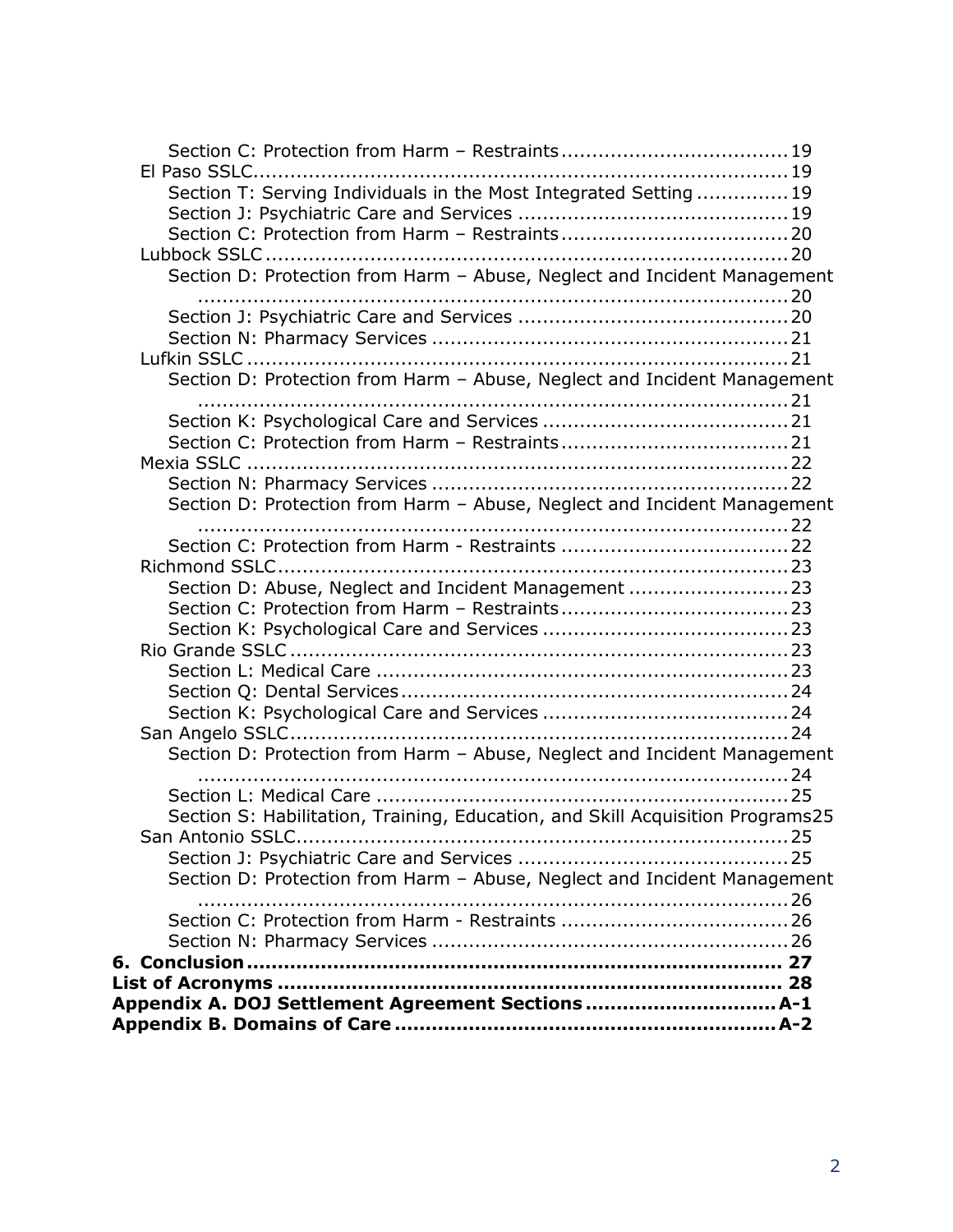- Section C: Protection from Harm – Restraints .................................... 19
- El Paso SSLC ........................................................................................ 19
  - Section T: Serving Individuals in the Most Integrated Setting ............... 19
  - Section J: Psychiatric Care and Services ............................................ 19
  - Section C: Protection from Harm – Restraints .................................... 20
- Lubbock SSLC ........................................................................................ 20
  - Section D: Protection from Harm – Abuse, Neglect and Incident Management ........................................................................................ 20
  - Section J: Psychiatric Care and Services ............................................ 20
  - Section N: Pharmacy Services ........................................................... 21
- Lufkin SSLC ........................................................................................... 21
  - Section D: Protection from Harm – Abuse, Neglect and Incident Management ........................................................................................ 21
  - Section K: Psychological Care and Services ........................................ 21
  - Section C: Protection from Harm – Restraints .................................... 21
- Mexia SSLC ........................................................................................... 22
  - Section N: Pharmacy Services ........................................................... 22
  - Section D: Protection from Harm – Abuse, Neglect and Incident Management ........................................................................................ 22
  - Section C: Protection from Harm - Restraints .................................... 22
- Richmond SSLC ...................................................................................... 23
  - Section D: Abuse, Neglect and Incident Management .......................... 23
  - Section C: Protection from Harm – Restraints .................................... 23
  - Section K: Psychological Care and Services ........................................ 23
- Rio Grande SSLC .................................................................................... 23
  - Section L: Medical Care ..................................................................... 23
  - Section Q: Dental Services ................................................................ 24
  - Section K: Psychological Care and Services ........................................ 24
- San Angelo SSLC .................................................................................... 24
  - Section D: Protection from Harm – Abuse, Neglect and Incident Management ........................................................................................ 24
  - Section L: Medical Care ..................................................................... 25
  - Section S: Habilitation, Training, Education, and Skill Acquisition Programs 25
- San Antonio SSLC ................................................................................... 25
  - Section J: Psychiatric Care and Services ............................................ 25
  - Section D: Protection from Harm – Abuse, Neglect and Incident Management ........................................................................................ 26
  - Section C: Protection from Harm - Restraints .................................... 26
  - Section N: Pharmacy Services ........................................................... 26

**6. Conclusion ....................................................................................... 27**

**List of Acronyms ................................................................................ 28**

**Appendix A. DOJ Settlement Agreement Sections .............................. A-1**

**Appendix B. Domains of Care ............................................................ A-2**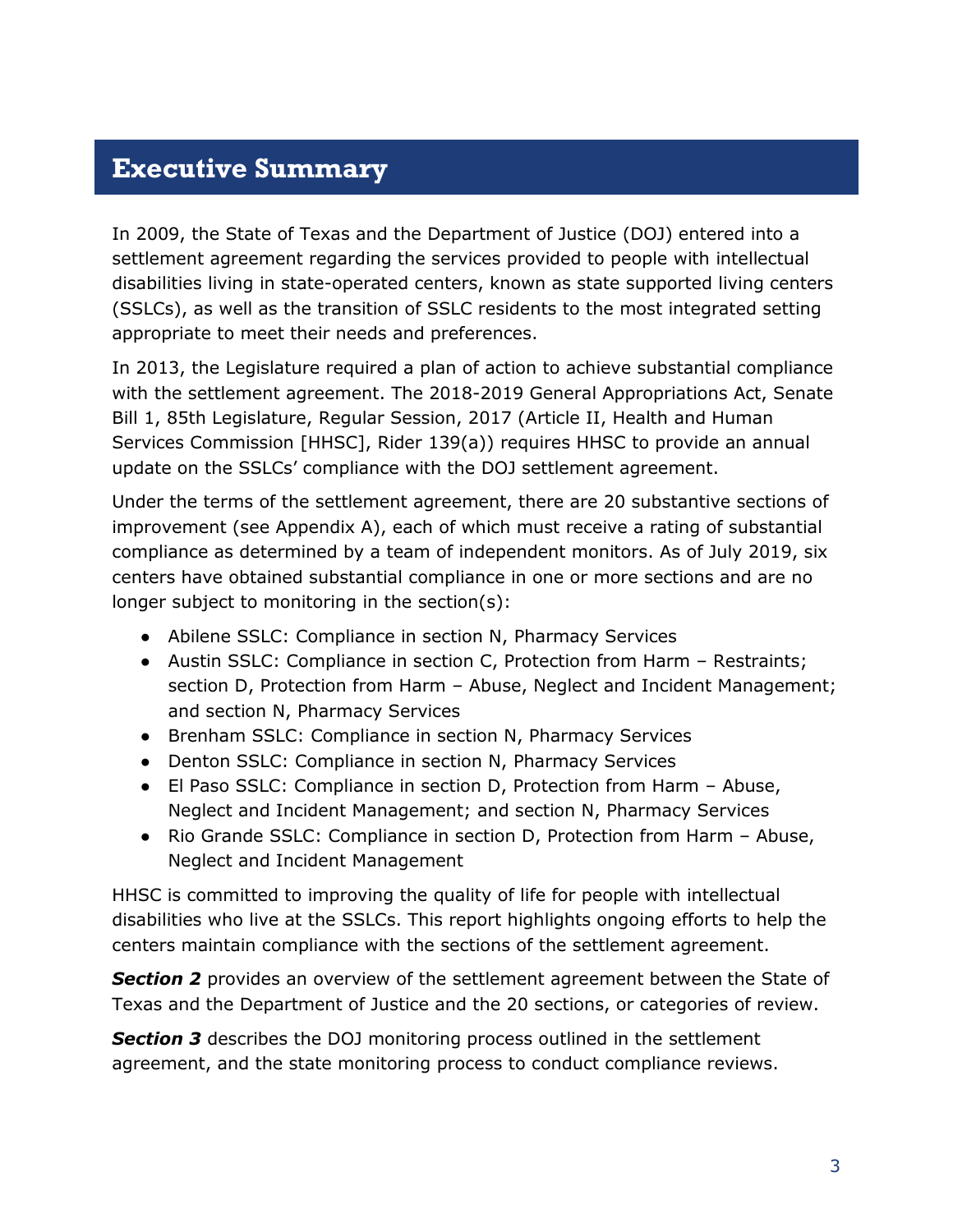# Executive Summary

In 2009, the State of Texas and the Department of Justice (DOJ) entered into a settlement agreement regarding the services provided to people with intellectual disabilities living in state-operated centers, known as state supported living centers (SSLCs), as well as the transition of SSLC residents to the most integrated setting appropriate to meet their needs and preferences.

In 2013, the Legislature required a plan of action to achieve substantial compliance with the settlement agreement. The 2018-2019 General Appropriations Act, Senate Bill 1, 85th Legislature, Regular Session, 2017 (Article II, Health and Human Services Commission [HHSC], Rider 139(a)) requires HHSC to provide an annual update on the SSLCs' compliance with the DOJ settlement agreement.

Under the terms of the settlement agreement, there are 20 substantive sections of improvement (see Appendix A), each of which must receive a rating of substantial compliance as determined by a team of independent monitors. As of July 2019, six centers have obtained substantial compliance in one or more sections and are no longer subject to monitoring in the section(s):

- Abilene SSLC: Compliance in section N, Pharmacy Services
- Austin SSLC: Compliance in section C, Protection from Harm – Restraints; section D, Protection from Harm – Abuse, Neglect and Incident Management; and section N, Pharmacy Services
- Brenham SSLC: Compliance in section N, Pharmacy Services
- Denton SSLC: Compliance in section N, Pharmacy Services
- El Paso SSLC: Compliance in section D, Protection from Harm – Abuse, Neglect and Incident Management; and section N, Pharmacy Services
- Rio Grande SSLC: Compliance in section D, Protection from Harm – Abuse, Neglect and Incident Management

HHSC is committed to improving the quality of life for people with intellectual disabilities who live at the SSLCs. This report highlights ongoing efforts to help the centers maintain compliance with the sections of the settlement agreement.

***Section 2*** provides an overview of the settlement agreement between the State of Texas and the Department of Justice and the 20 sections, or categories of review.

***Section 3*** describes the DOJ monitoring process outlined in the settlement agreement, and the state monitoring process to conduct compliance reviews.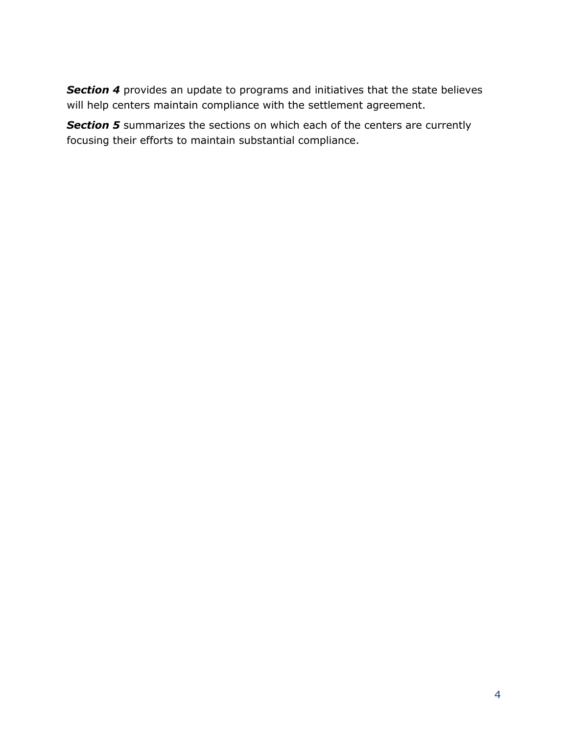***Section 4*** provides an update to programs and initiatives that the state believes will help centers maintain compliance with the settlement agreement.

***Section 5*** summarizes the sections on which each of the centers are currently focusing their efforts to maintain substantial compliance.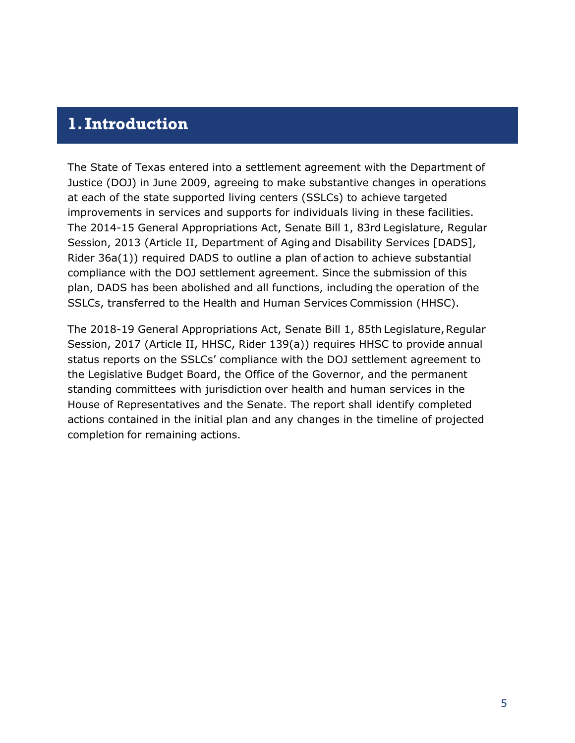# 1. Introduction

The State of Texas entered into a settlement agreement with the Department of Justice (DOJ) in June 2009, agreeing to make substantive changes in operations at each of the state supported living centers (SSLCs) to achieve targeted improvements in services and supports for individuals living in these facilities. The 2014-15 General Appropriations Act, Senate Bill 1, 83rd Legislature, Regular Session, 2013 (Article II, Department of Aging and Disability Services [DADS], Rider 36a(1)) required DADS to outline a plan of action to achieve substantial compliance with the DOJ settlement agreement. Since the submission of this plan, DADS has been abolished and all functions, including the operation of the SSLCs, transferred to the Health and Human Services Commission (HHSC).

The 2018-19 General Appropriations Act, Senate Bill 1, 85th Legislature, Regular Session, 2017 (Article II, HHSC, Rider 139(a)) requires HHSC to provide annual status reports on the SSLCs' compliance with the DOJ settlement agreement to the Legislative Budget Board, the Office of the Governor, and the permanent standing committees with jurisdiction over health and human services in the House of Representatives and the Senate. The report shall identify completed actions contained in the initial plan and any changes in the timeline of projected completion for remaining actions.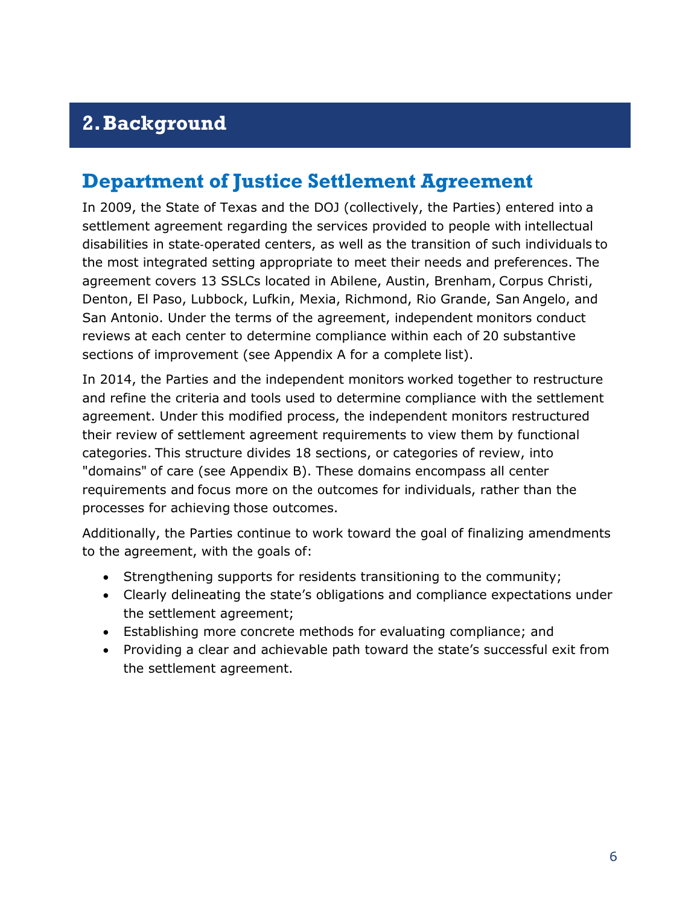# 2. Background

## Department of Justice Settlement Agreement

In 2009, the State of Texas and the DOJ (collectively, the Parties) entered into a settlement agreement regarding the services provided to people with intellectual disabilities in state-operated centers, as well as the transition of such individuals to the most integrated setting appropriate to meet their needs and preferences. The agreement covers 13 SSLCs located in Abilene, Austin, Brenham, Corpus Christi, Denton, El Paso, Lubbock, Lufkin, Mexia, Richmond, Rio Grande, San Angelo, and San Antonio. Under the terms of the agreement, independent monitors conduct reviews at each center to determine compliance within each of 20 substantive sections of improvement (see Appendix A for a complete list).

In 2014, the Parties and the independent monitors worked together to restructure and refine the criteria and tools used to determine compliance with the settlement agreement. Under this modified process, the independent monitors restructured their review of settlement agreement requirements to view them by functional categories. This structure divides 18 sections, or categories of review, into "domains" of care (see Appendix B). These domains encompass all center requirements and focus more on the outcomes for individuals, rather than the processes for achieving those outcomes.

Additionally, the Parties continue to work toward the goal of finalizing amendments to the agreement, with the goals of:

- Strengthening supports for residents transitioning to the community;
- Clearly delineating the state's obligations and compliance expectations under the settlement agreement;
- Establishing more concrete methods for evaluating compliance; and
- Providing a clear and achievable path toward the state's successful exit from the settlement agreement.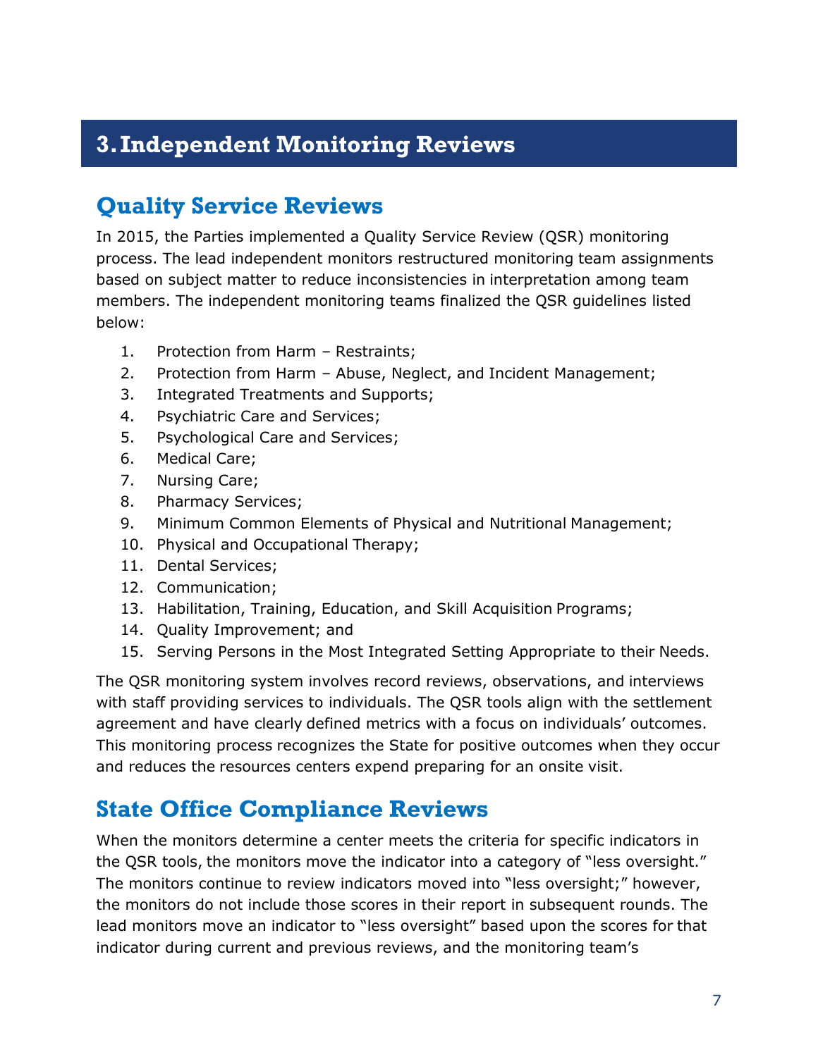# 3. Independent Monitoring Reviews

## Quality Service Reviews

In 2015, the Parties implemented a Quality Service Review (QSR) monitoring process. The lead independent monitors restructured monitoring team assignments based on subject matter to reduce inconsistencies in interpretation among team members. The independent monitoring teams finalized the QSR guidelines listed below:

1. Protection from Harm – Restraints;
2. Protection from Harm – Abuse, Neglect, and Incident Management;
3. Integrated Treatments and Supports;
4. Psychiatric Care and Services;
5. Psychological Care and Services;
6. Medical Care;
7. Nursing Care;
8. Pharmacy Services;
9. Minimum Common Elements of Physical and Nutritional Management;
10. Physical and Occupational Therapy;
11. Dental Services;
12. Communication;
13. Habilitation, Training, Education, and Skill Acquisition Programs;
14. Quality Improvement; and
15. Serving Persons in the Most Integrated Setting Appropriate to their Needs.

The QSR monitoring system involves record reviews, observations, and interviews with staff providing services to individuals. The QSR tools align with the settlement agreement and have clearly defined metrics with a focus on individuals' outcomes. This monitoring process recognizes the State for positive outcomes when they occur and reduces the resources centers expend preparing for an onsite visit.

## State Office Compliance Reviews

When the monitors determine a center meets the criteria for specific indicators in the QSR tools, the monitors move the indicator into a category of "less oversight." The monitors continue to review indicators moved into "less oversight;" however, the monitors do not include those scores in their report in subsequent rounds. The lead monitors move an indicator to "less oversight" based upon the scores for that indicator during current and previous reviews, and the monitoring team's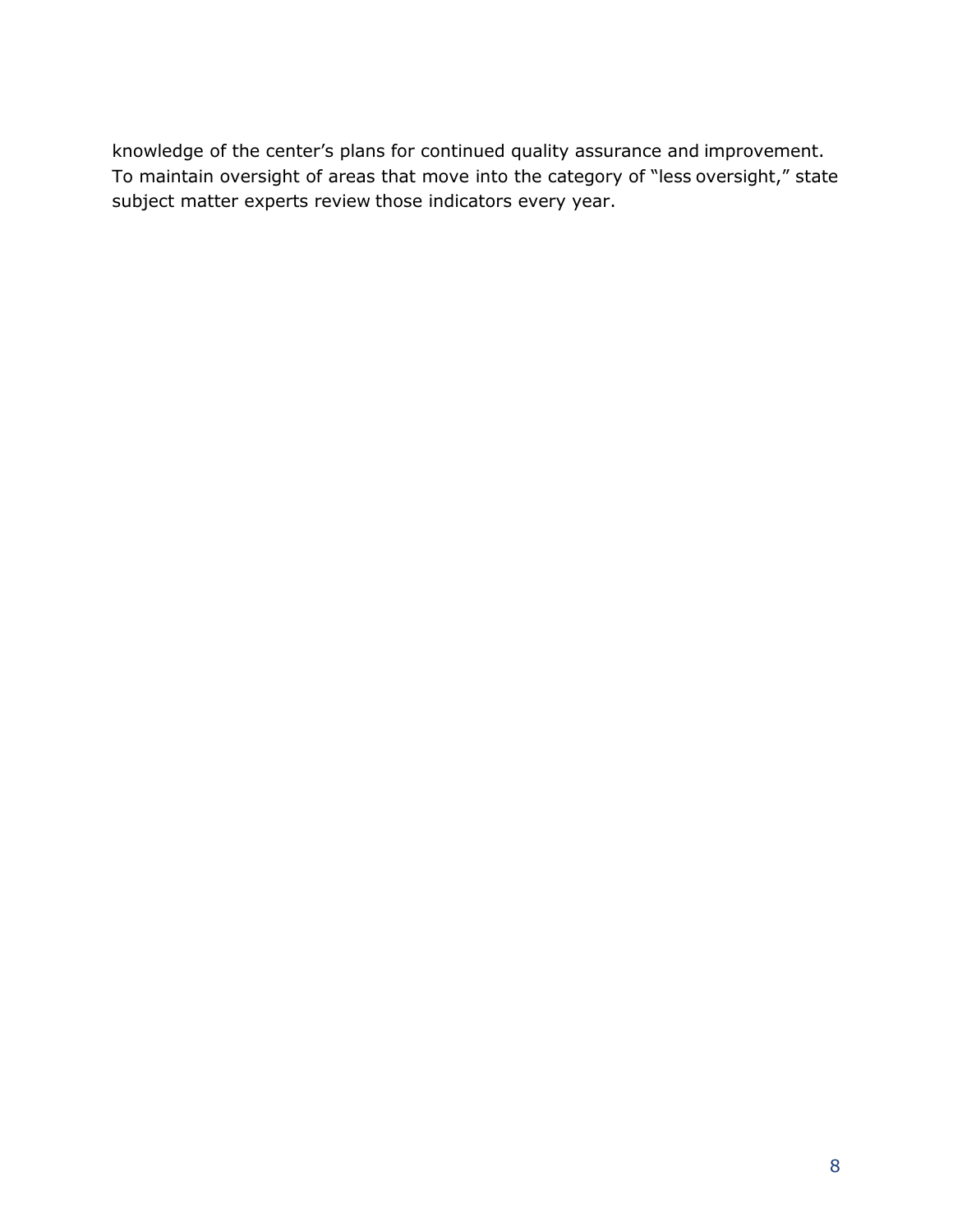knowledge of the center’s plans for continued quality assurance and improvement. To maintain oversight of areas that move into the category of “less oversight,” state subject matter experts review those indicators every year.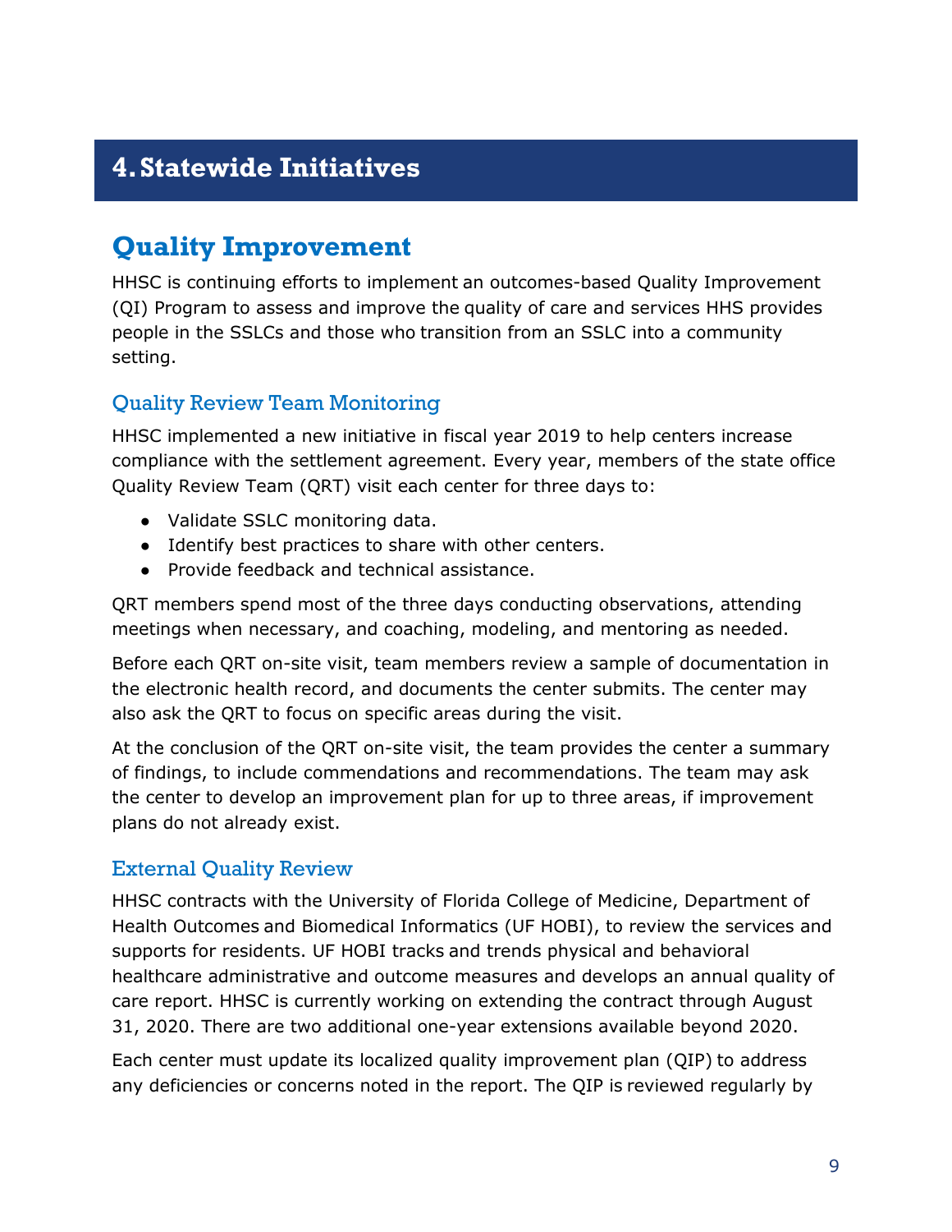# 4. Statewide Initiatives

## Quality Improvement

HHSC is continuing efforts to implement an outcomes-based Quality Improvement (QI) Program to assess and improve the quality of care and services HHS provides people in the SSLCs and those who transition from an SSLC into a community setting.

### Quality Review Team Monitoring

HHSC implemented a new initiative in fiscal year 2019 to help centers increase compliance with the settlement agreement. Every year, members of the state office Quality Review Team (QRT) visit each center for three days to:

- Validate SSLC monitoring data.
- Identify best practices to share with other centers.
- Provide feedback and technical assistance.

QRT members spend most of the three days conducting observations, attending meetings when necessary, and coaching, modeling, and mentoring as needed.

Before each QRT on-site visit, team members review a sample of documentation in the electronic health record, and documents the center submits. The center may also ask the QRT to focus on specific areas during the visit.

At the conclusion of the QRT on-site visit, the team provides the center a summary of findings, to include commendations and recommendations. The team may ask the center to develop an improvement plan for up to three areas, if improvement plans do not already exist.

### External Quality Review

HHSC contracts with the University of Florida College of Medicine, Department of Health Outcomes and Biomedical Informatics (UF HOBI), to review the services and supports for residents. UF HOBI tracks and trends physical and behavioral healthcare administrative and outcome measures and develops an annual quality of care report. HHSC is currently working on extending the contract through August 31, 2020. There are two additional one-year extensions available beyond 2020.

Each center must update its localized quality improvement plan (QIP) to address any deficiencies or concerns noted in the report. The QIP is reviewed regularly by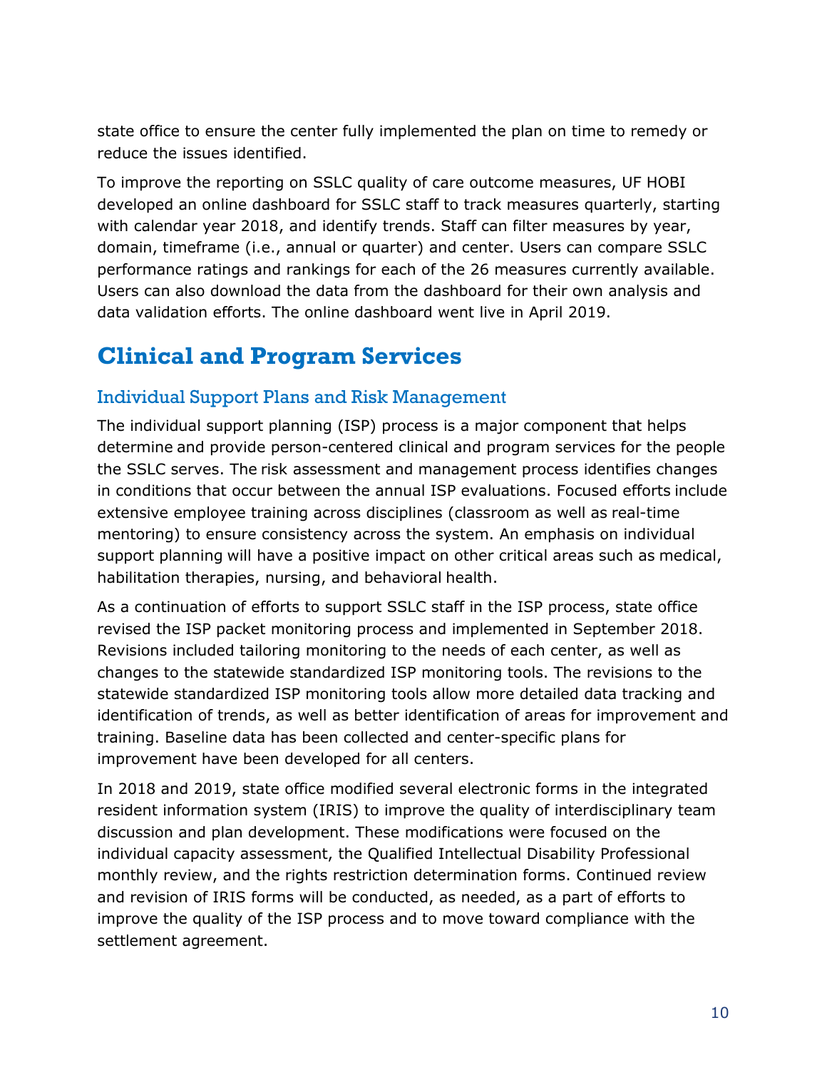state office to ensure the center fully implemented the plan on time to remedy or reduce the issues identified.

To improve the reporting on SSLC quality of care outcome measures, UF HOBI developed an online dashboard for SSLC staff to track measures quarterly, starting with calendar year 2018, and identify trends. Staff can filter measures by year, domain, timeframe (i.e., annual or quarter) and center. Users can compare SSLC performance ratings and rankings for each of the 26 measures currently available. Users can also download the data from the dashboard for their own analysis and data validation efforts. The online dashboard went live in April 2019.

# Clinical and Program Services

## Individual Support Plans and Risk Management

The individual support planning (ISP) process is a major component that helps determine and provide person-centered clinical and program services for the people the SSLC serves. The risk assessment and management process identifies changes in conditions that occur between the annual ISP evaluations. Focused efforts include extensive employee training across disciplines (classroom as well as real-time mentoring) to ensure consistency across the system. An emphasis on individual support planning will have a positive impact on other critical areas such as medical, habilitation therapies, nursing, and behavioral health.

As a continuation of efforts to support SSLC staff in the ISP process, state office revised the ISP packet monitoring process and implemented in September 2018. Revisions included tailoring monitoring to the needs of each center, as well as changes to the statewide standardized ISP monitoring tools. The revisions to the statewide standardized ISP monitoring tools allow more detailed data tracking and identification of trends, as well as better identification of areas for improvement and training. Baseline data has been collected and center-specific plans for improvement have been developed for all centers.

In 2018 and 2019, state office modified several electronic forms in the integrated resident information system (IRIS) to improve the quality of interdisciplinary team discussion and plan development. These modifications were focused on the individual capacity assessment, the Qualified Intellectual Disability Professional monthly review, and the rights restriction determination forms. Continued review and revision of IRIS forms will be conducted, as needed, as a part of efforts to improve the quality of the ISP process and to move toward compliance with the settlement agreement.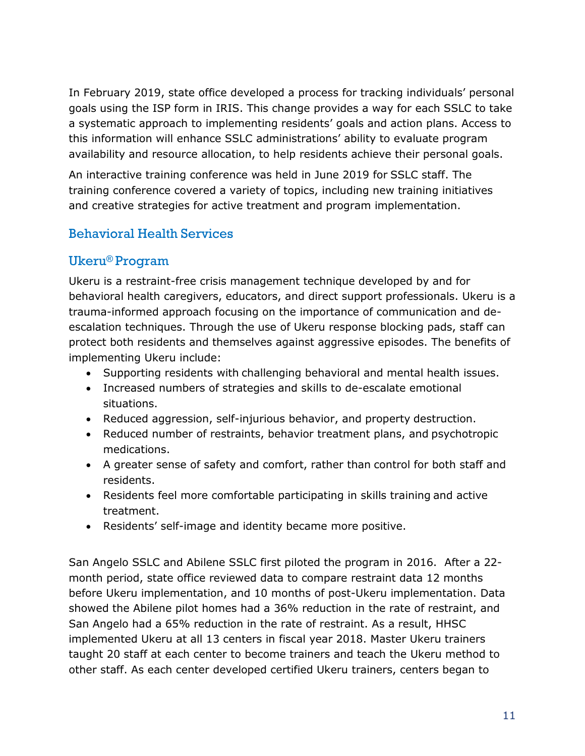In February 2019, state office developed a process for tracking individuals' personal goals using the ISP form in IRIS. This change provides a way for each SSLC to take a systematic approach to implementing residents' goals and action plans. Access to this information will enhance SSLC administrations' ability to evaluate program availability and resource allocation, to help residents achieve their personal goals.

An interactive training conference was held in June 2019 for SSLC staff. The training conference covered a variety of topics, including new training initiatives and creative strategies for active treatment and program implementation.

## Behavioral Health Services

### Ukeru® Program

Ukeru is a restraint-free crisis management technique developed by and for behavioral health caregivers, educators, and direct support professionals. Ukeru is a trauma-informed approach focusing on the importance of communication and de-escalation techniques. Through the use of Ukeru response blocking pads, staff can protect both residents and themselves against aggressive episodes. The benefits of implementing Ukeru include:

- Supporting residents with challenging behavioral and mental health issues.
- Increased numbers of strategies and skills to de-escalate emotional situations.
- Reduced aggression, self-injurious behavior, and property destruction.
- Reduced number of restraints, behavior treatment plans, and psychotropic medications.
- A greater sense of safety and comfort, rather than control for both staff and residents.
- Residents feel more comfortable participating in skills training and active treatment.
- Residents' self-image and identity became more positive.

San Angelo SSLC and Abilene SSLC first piloted the program in 2016. After a 22-month period, state office reviewed data to compare restraint data 12 months before Ukeru implementation, and 10 months of post-Ukeru implementation. Data showed the Abilene pilot homes had a 36% reduction in the rate of restraint, and San Angelo had a 65% reduction in the rate of restraint. As a result, HHSC implemented Ukeru at all 13 centers in fiscal year 2018. Master Ukeru trainers taught 20 staff at each center to become trainers and teach the Ukeru method to other staff. As each center developed certified Ukeru trainers, centers began to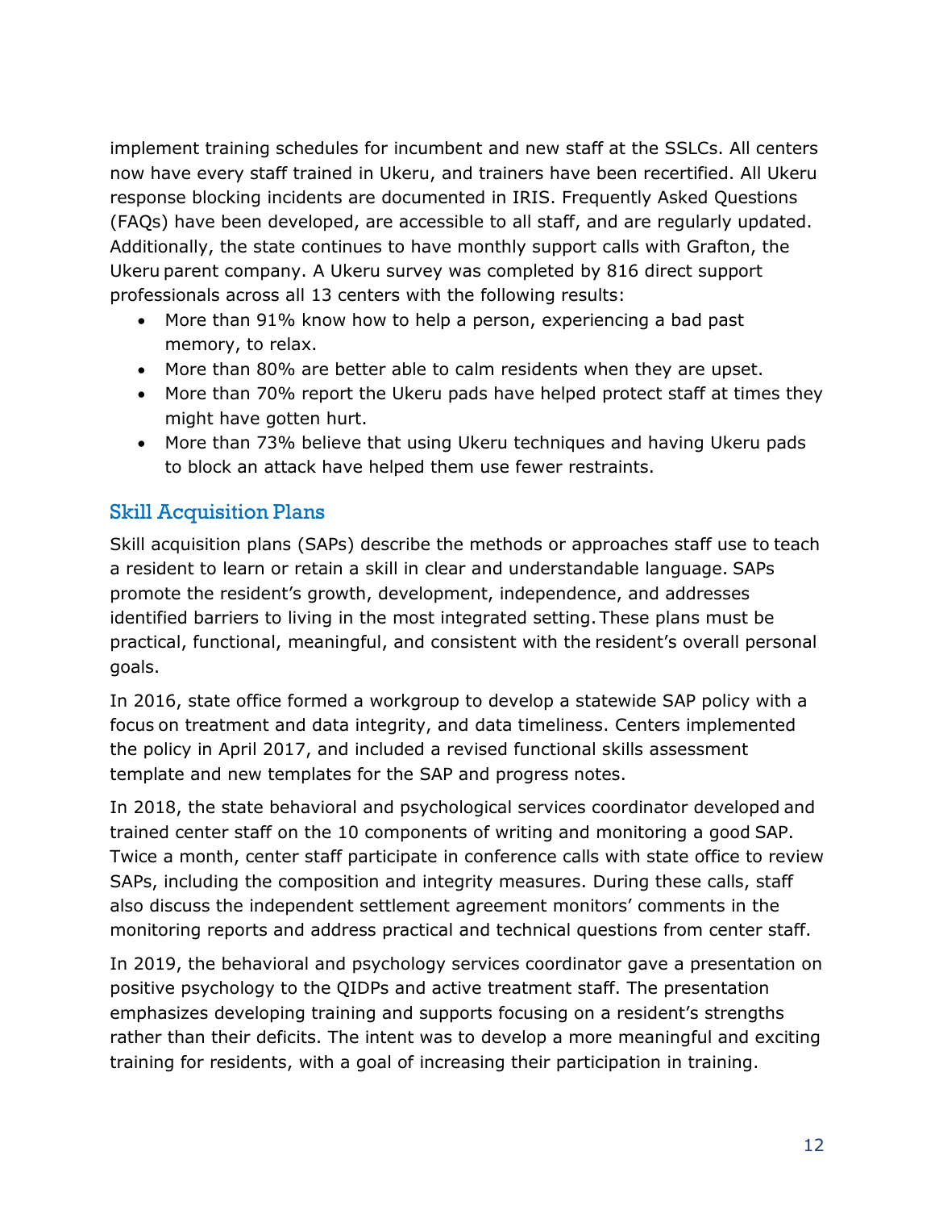implement training schedules for incumbent and new staff at the SSLCs. All centers now have every staff trained in Ukeru, and trainers have been recertified. All Ukeru response blocking incidents are documented in IRIS. Frequently Asked Questions (FAQs) have been developed, are accessible to all staff, and are regularly updated. Additionally, the state continues to have monthly support calls with Grafton, the Ukeru parent company. A Ukeru survey was completed by 816 direct support professionals across all 13 centers with the following results:

- More than 91% know how to help a person, experiencing a bad past memory, to relax.
- More than 80% are better able to calm residents when they are upset.
- More than 70% report the Ukeru pads have helped protect staff at times they might have gotten hurt.
- More than 73% believe that using Ukeru techniques and having Ukeru pads to block an attack have helped them use fewer restraints.

## Skill Acquisition Plans

Skill acquisition plans (SAPs) describe the methods or approaches staff use to teach a resident to learn or retain a skill in clear and understandable language. SAPs promote the resident's growth, development, independence, and addresses identified barriers to living in the most integrated setting. These plans must be practical, functional, meaningful, and consistent with the resident's overall personal goals.

In 2016, state office formed a workgroup to develop a statewide SAP policy with a focus on treatment and data integrity, and data timeliness. Centers implemented the policy in April 2017, and included a revised functional skills assessment template and new templates for the SAP and progress notes.

In 2018, the state behavioral and psychological services coordinator developed and trained center staff on the 10 components of writing and monitoring a good SAP. Twice a month, center staff participate in conference calls with state office to review SAPs, including the composition and integrity measures. During these calls, staff also discuss the independent settlement agreement monitors' comments in the monitoring reports and address practical and technical questions from center staff.

In 2019, the behavioral and psychology services coordinator gave a presentation on positive psychology to the QIDPs and active treatment staff. The presentation emphasizes developing training and supports focusing on a resident's strengths rather than their deficits. The intent was to develop a more meaningful and exciting training for residents, with a goal of increasing their participation in training.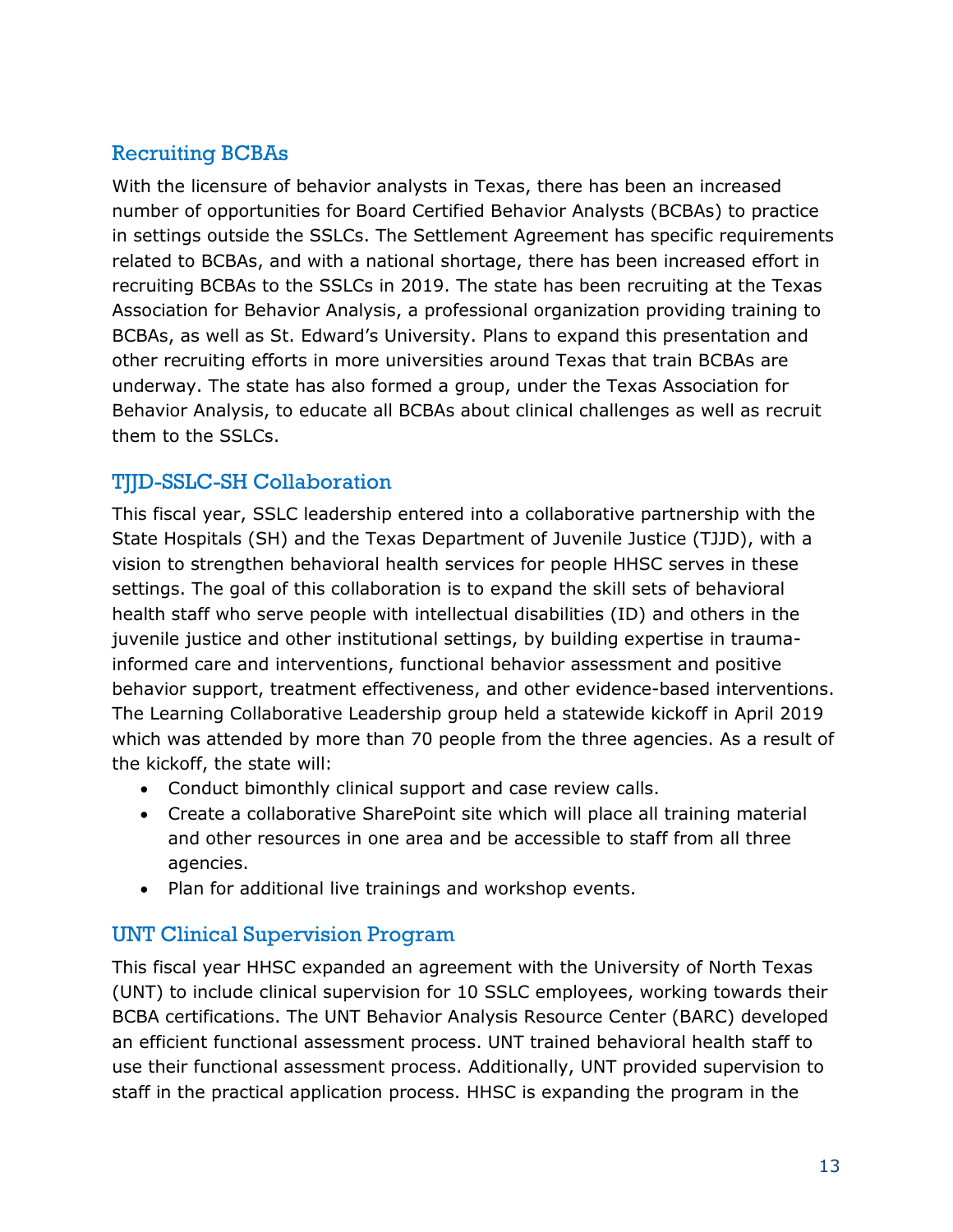## Recruiting BCBAs

With the licensure of behavior analysts in Texas, there has been an increased number of opportunities for Board Certified Behavior Analysts (BCBAs) to practice in settings outside the SSLCs. The Settlement Agreement has specific requirements related to BCBAs, and with a national shortage, there has been increased effort in recruiting BCBAs to the SSLCs in 2019. The state has been recruiting at the Texas Association for Behavior Analysis, a professional organization providing training to BCBAs, as well as St. Edward's University. Plans to expand this presentation and other recruiting efforts in more universities around Texas that train BCBAs are underway. The state has also formed a group, under the Texas Association for Behavior Analysis, to educate all BCBAs about clinical challenges as well as recruit them to the SSLCs.

## TJJD-SSLC-SH Collaboration

This fiscal year, SSLC leadership entered into a collaborative partnership with the State Hospitals (SH) and the Texas Department of Juvenile Justice (TJJD), with a vision to strengthen behavioral health services for people HHSC serves in these settings. The goal of this collaboration is to expand the skill sets of behavioral health staff who serve people with intellectual disabilities (ID) and others in the juvenile justice and other institutional settings, by building expertise in trauma-informed care and interventions, functional behavior assessment and positive behavior support, treatment effectiveness, and other evidence-based interventions. The Learning Collaborative Leadership group held a statewide kickoff in April 2019 which was attended by more than 70 people from the three agencies. As a result of the kickoff, the state will:

- Conduct bimonthly clinical support and case review calls.
- Create a collaborative SharePoint site which will place all training material and other resources in one area and be accessible to staff from all three agencies.
- Plan for additional live trainings and workshop events.

## UNT Clinical Supervision Program

This fiscal year HHSC expanded an agreement with the University of North Texas (UNT) to include clinical supervision for 10 SSLC employees, working towards their BCBA certifications. The UNT Behavior Analysis Resource Center (BARC) developed an efficient functional assessment process. UNT trained behavioral health staff to use their functional assessment process. Additionally, UNT provided supervision to staff in the practical application process. HHSC is expanding the program in the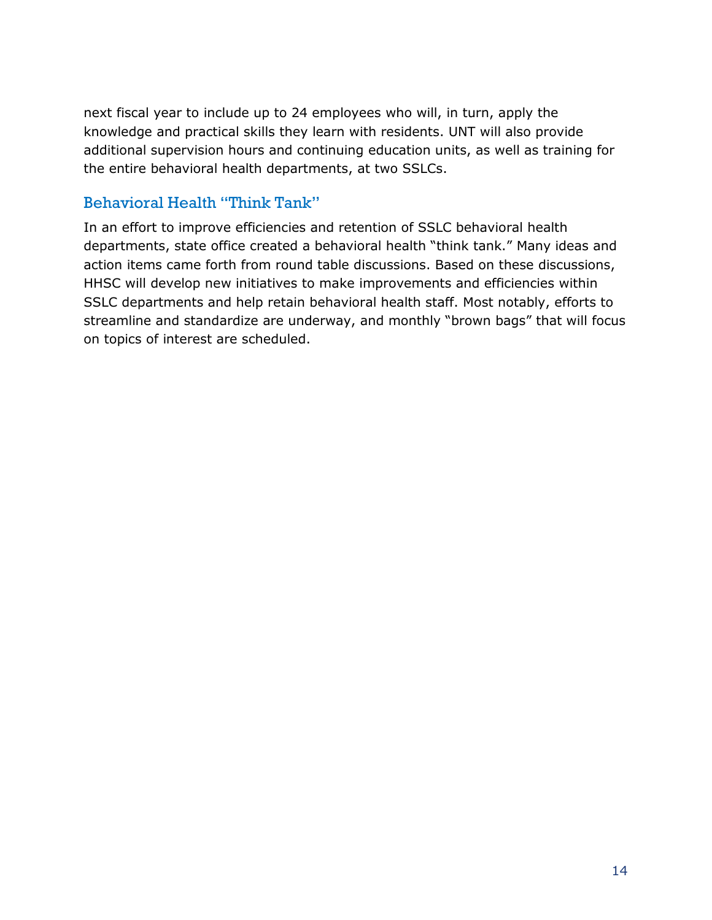next fiscal year to include up to 24 employees who will, in turn, apply the knowledge and practical skills they learn with residents. UNT will also provide additional supervision hours and continuing education units, as well as training for the entire behavioral health departments, at two SSLCs.

## Behavioral Health "Think Tank"

In an effort to improve efficiencies and retention of SSLC behavioral health departments, state office created a behavioral health "think tank." Many ideas and action items came forth from round table discussions. Based on these discussions, HHSC will develop new initiatives to make improvements and efficiencies within SSLC departments and help retain behavioral health staff. Most notably, efforts to streamline and standardize are underway, and monthly "brown bags" that will focus on topics of interest are scheduled.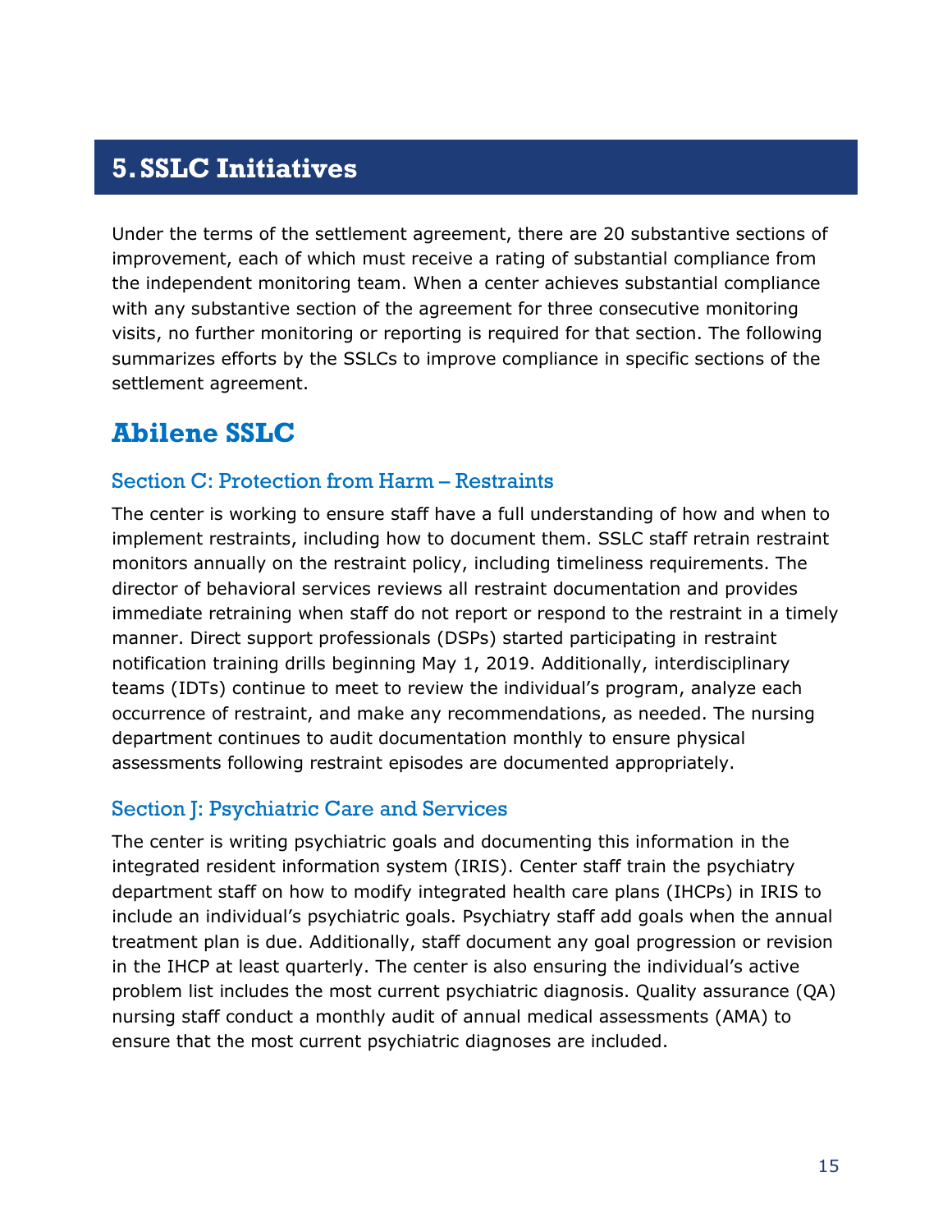# 5. SSLC Initiatives

Under the terms of the settlement agreement, there are 20 substantive sections of improvement, each of which must receive a rating of substantial compliance from the independent monitoring team. When a center achieves substantial compliance with any substantive section of the agreement for three consecutive monitoring visits, no further monitoring or reporting is required for that section. The following summarizes efforts by the SSLCs to improve compliance in specific sections of the settlement agreement.

## Abilene SSLC

### Section C: Protection from Harm – Restraints

The center is working to ensure staff have a full understanding of how and when to implement restraints, including how to document them. SSLC staff retrain restraint monitors annually on the restraint policy, including timeliness requirements. The director of behavioral services reviews all restraint documentation and provides immediate retraining when staff do not report or respond to the restraint in a timely manner. Direct support professionals (DSPs) started participating in restraint notification training drills beginning May 1, 2019. Additionally, interdisciplinary teams (IDTs) continue to meet to review the individual's program, analyze each occurrence of restraint, and make any recommendations, as needed. The nursing department continues to audit documentation monthly to ensure physical assessments following restraint episodes are documented appropriately.

### Section J: Psychiatric Care and Services

The center is writing psychiatric goals and documenting this information in the integrated resident information system (IRIS). Center staff train the psychiatry department staff on how to modify integrated health care plans (IHCPs) in IRIS to include an individual's psychiatric goals. Psychiatry staff add goals when the annual treatment plan is due. Additionally, staff document any goal progression or revision in the IHCP at least quarterly. The center is also ensuring the individual's active problem list includes the most current psychiatric diagnosis. Quality assurance (QA) nursing staff conduct a monthly audit of annual medical assessments (AMA) to ensure that the most current psychiatric diagnoses are included.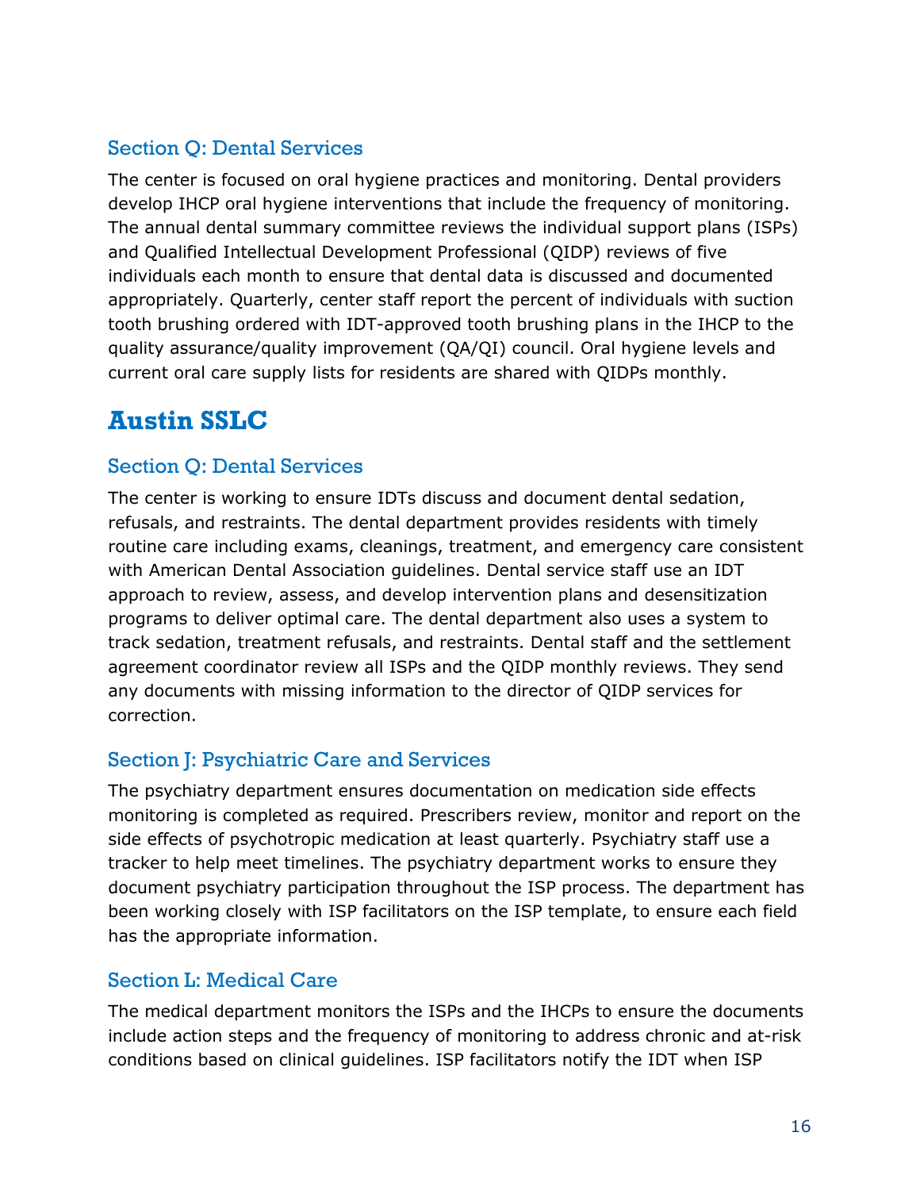### Section Q: Dental Services

The center is focused on oral hygiene practices and monitoring. Dental providers develop IHCP oral hygiene interventions that include the frequency of monitoring. The annual dental summary committee reviews the individual support plans (ISPs) and Qualified Intellectual Development Professional (QIDP) reviews of five individuals each month to ensure that dental data is discussed and documented appropriately. Quarterly, center staff report the percent of individuals with suction tooth brushing ordered with IDT-approved tooth brushing plans in the IHCP to the quality assurance/quality improvement (QA/QI) council. Oral hygiene levels and current oral care supply lists for residents are shared with QIDPs monthly.

## Austin SSLC

### Section Q: Dental Services

The center is working to ensure IDTs discuss and document dental sedation, refusals, and restraints. The dental department provides residents with timely routine care including exams, cleanings, treatment, and emergency care consistent with American Dental Association guidelines. Dental service staff use an IDT approach to review, assess, and develop intervention plans and desensitization programs to deliver optimal care. The dental department also uses a system to track sedation, treatment refusals, and restraints. Dental staff and the settlement agreement coordinator review all ISPs and the QIDP monthly reviews. They send any documents with missing information to the director of QIDP services for correction.

### Section J: Psychiatric Care and Services

The psychiatry department ensures documentation on medication side effects monitoring is completed as required. Prescribers review, monitor and report on the side effects of psychotropic medication at least quarterly. Psychiatry staff use a tracker to help meet timelines. The psychiatry department works to ensure they document psychiatry participation throughout the ISP process. The department has been working closely with ISP facilitators on the ISP template, to ensure each field has the appropriate information.

### Section L: Medical Care

The medical department monitors the ISPs and the IHCPs to ensure the documents include action steps and the frequency of monitoring to address chronic and at-risk conditions based on clinical guidelines. ISP facilitators notify the IDT when ISP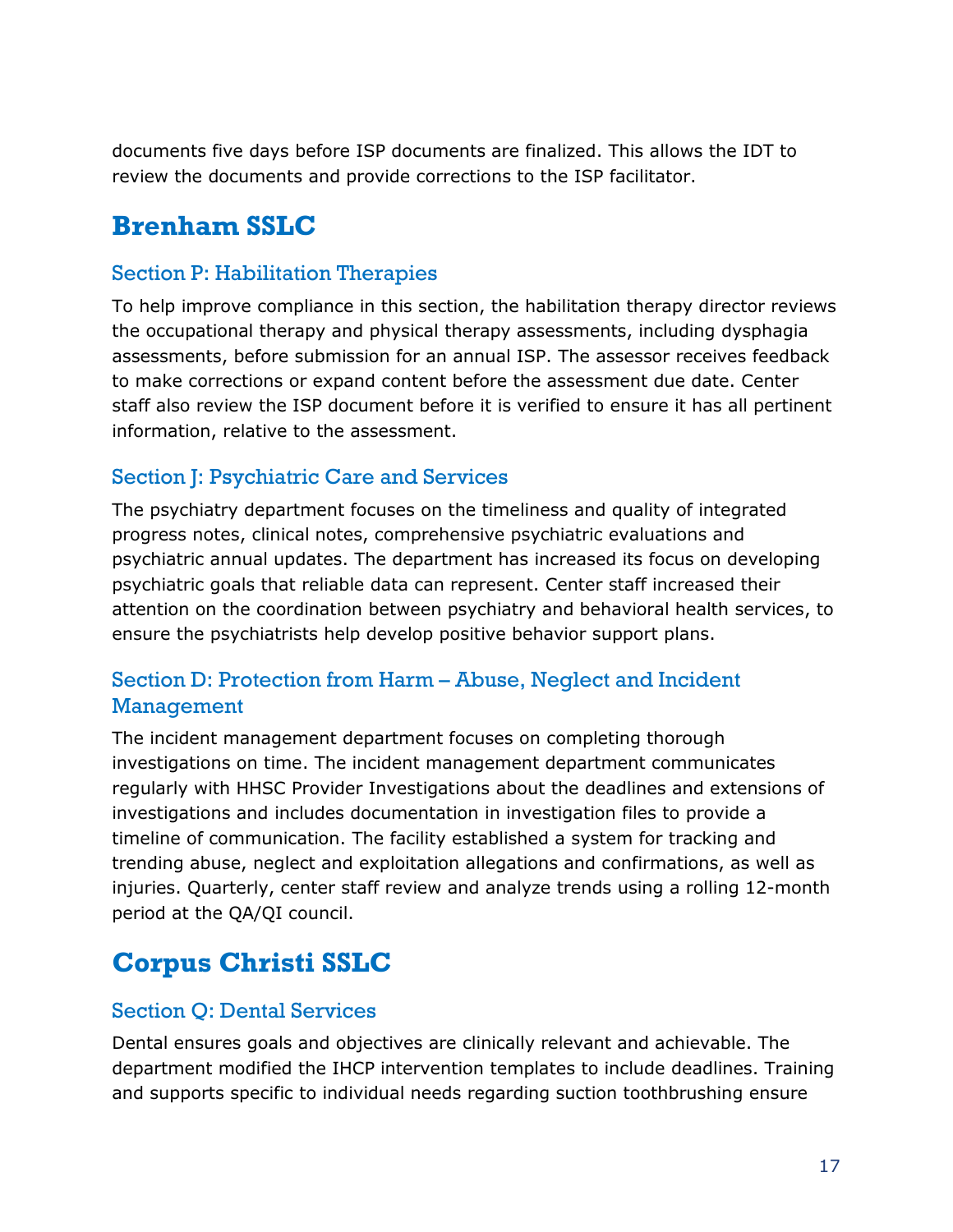documents five days before ISP documents are finalized. This allows the IDT to review the documents and provide corrections to the ISP facilitator.

# Brenham SSLC

## Section P: Habilitation Therapies

To help improve compliance in this section, the habilitation therapy director reviews the occupational therapy and physical therapy assessments, including dysphagia assessments, before submission for an annual ISP. The assessor receives feedback to make corrections or expand content before the assessment due date. Center staff also review the ISP document before it is verified to ensure it has all pertinent information, relative to the assessment.

## Section J: Psychiatric Care and Services

The psychiatry department focuses on the timeliness and quality of integrated progress notes, clinical notes, comprehensive psychiatric evaluations and psychiatric annual updates. The department has increased its focus on developing psychiatric goals that reliable data can represent. Center staff increased their attention on the coordination between psychiatry and behavioral health services, to ensure the psychiatrists help develop positive behavior support plans.

## Section D: Protection from Harm – Abuse, Neglect and Incident Management

The incident management department focuses on completing thorough investigations on time. The incident management department communicates regularly with HHSC Provider Investigations about the deadlines and extensions of investigations and includes documentation in investigation files to provide a timeline of communication. The facility established a system for tracking and trending abuse, neglect and exploitation allegations and confirmations, as well as injuries. Quarterly, center staff review and analyze trends using a rolling 12-month period at the QA/QI council.

# Corpus Christi SSLC

## Section Q: Dental Services

Dental ensures goals and objectives are clinically relevant and achievable. The department modified the IHCP intervention templates to include deadlines. Training and supports specific to individual needs regarding suction toothbrushing ensure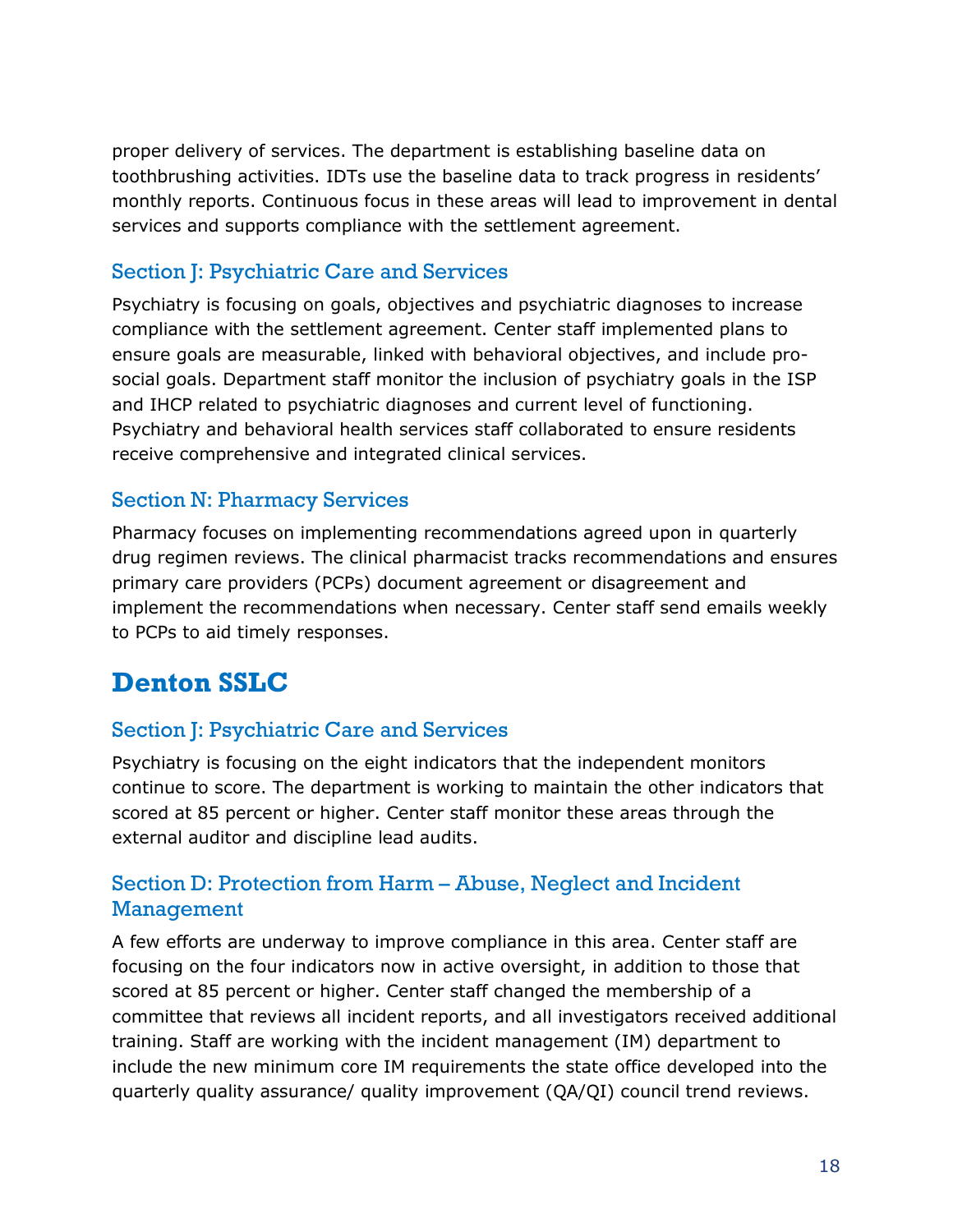proper delivery of services. The department is establishing baseline data on toothbrushing activities. IDTs use the baseline data to track progress in residents' monthly reports. Continuous focus in these areas will lead to improvement in dental services and supports compliance with the settlement agreement.

### Section J: Psychiatric Care and Services

Psychiatry is focusing on goals, objectives and psychiatric diagnoses to increase compliance with the settlement agreement. Center staff implemented plans to ensure goals are measurable, linked with behavioral objectives, and include pro-social goals. Department staff monitor the inclusion of psychiatry goals in the ISP and IHCP related to psychiatric diagnoses and current level of functioning. Psychiatry and behavioral health services staff collaborated to ensure residents receive comprehensive and integrated clinical services.

### Section N: Pharmacy Services

Pharmacy focuses on implementing recommendations agreed upon in quarterly drug regimen reviews. The clinical pharmacist tracks recommendations and ensures primary care providers (PCPs) document agreement or disagreement and implement the recommendations when necessary. Center staff send emails weekly to PCPs to aid timely responses.

## Denton SSLC

### Section J: Psychiatric Care and Services

Psychiatry is focusing on the eight indicators that the independent monitors continue to score. The department is working to maintain the other indicators that scored at 85 percent or higher. Center staff monitor these areas through the external auditor and discipline lead audits.

### Section D: Protection from Harm – Abuse, Neglect and Incident Management

A few efforts are underway to improve compliance in this area. Center staff are focusing on the four indicators now in active oversight, in addition to those that scored at 85 percent or higher. Center staff changed the membership of a committee that reviews all incident reports, and all investigators received additional training. Staff are working with the incident management (IM) department to include the new minimum core IM requirements the state office developed into the quarterly quality assurance/ quality improvement (QA/QI) council trend reviews.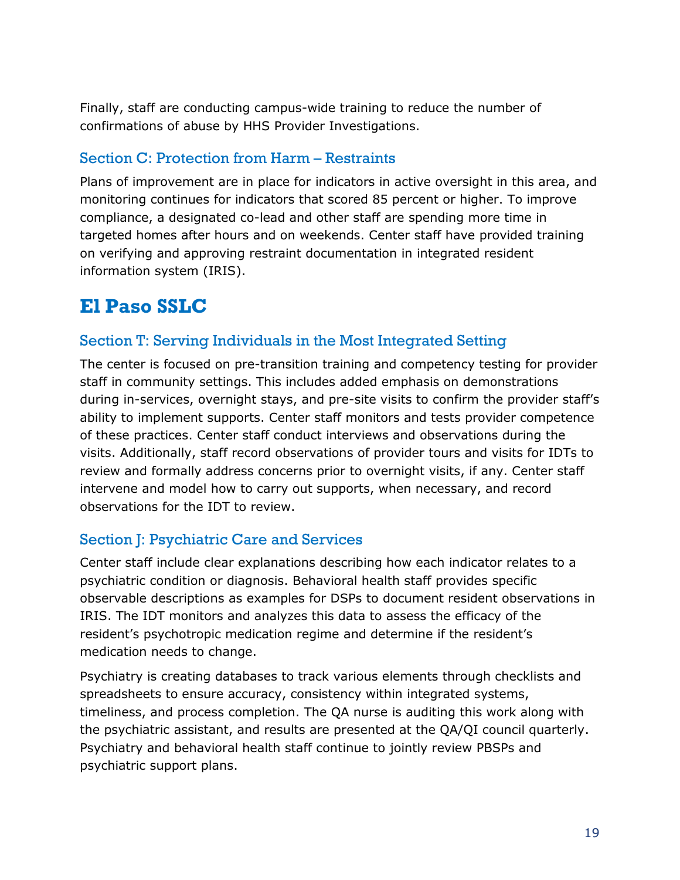Finally, staff are conducting campus-wide training to reduce the number of confirmations of abuse by HHS Provider Investigations.

### Section C: Protection from Harm – Restraints

Plans of improvement are in place for indicators in active oversight in this area, and monitoring continues for indicators that scored 85 percent or higher. To improve compliance, a designated co-lead and other staff are spending more time in targeted homes after hours and on weekends. Center staff have provided training on verifying and approving restraint documentation in integrated resident information system (IRIS).

## El Paso SSLC

### Section T: Serving Individuals in the Most Integrated Setting

The center is focused on pre-transition training and competency testing for provider staff in community settings. This includes added emphasis on demonstrations during in-services, overnight stays, and pre-site visits to confirm the provider staff's ability to implement supports. Center staff monitors and tests provider competence of these practices. Center staff conduct interviews and observations during the visits. Additionally, staff record observations of provider tours and visits for IDTs to review and formally address concerns prior to overnight visits, if any. Center staff intervene and model how to carry out supports, when necessary, and record observations for the IDT to review.

### Section J: Psychiatric Care and Services

Center staff include clear explanations describing how each indicator relates to a psychiatric condition or diagnosis. Behavioral health staff provides specific observable descriptions as examples for DSPs to document resident observations in IRIS. The IDT monitors and analyzes this data to assess the efficacy of the resident's psychotropic medication regime and determine if the resident's medication needs to change.

Psychiatry is creating databases to track various elements through checklists and spreadsheets to ensure accuracy, consistency within integrated systems, timeliness, and process completion. The QA nurse is auditing this work along with the psychiatric assistant, and results are presented at the QA/QI council quarterly. Psychiatry and behavioral health staff continue to jointly review PBSPs and psychiatric support plans.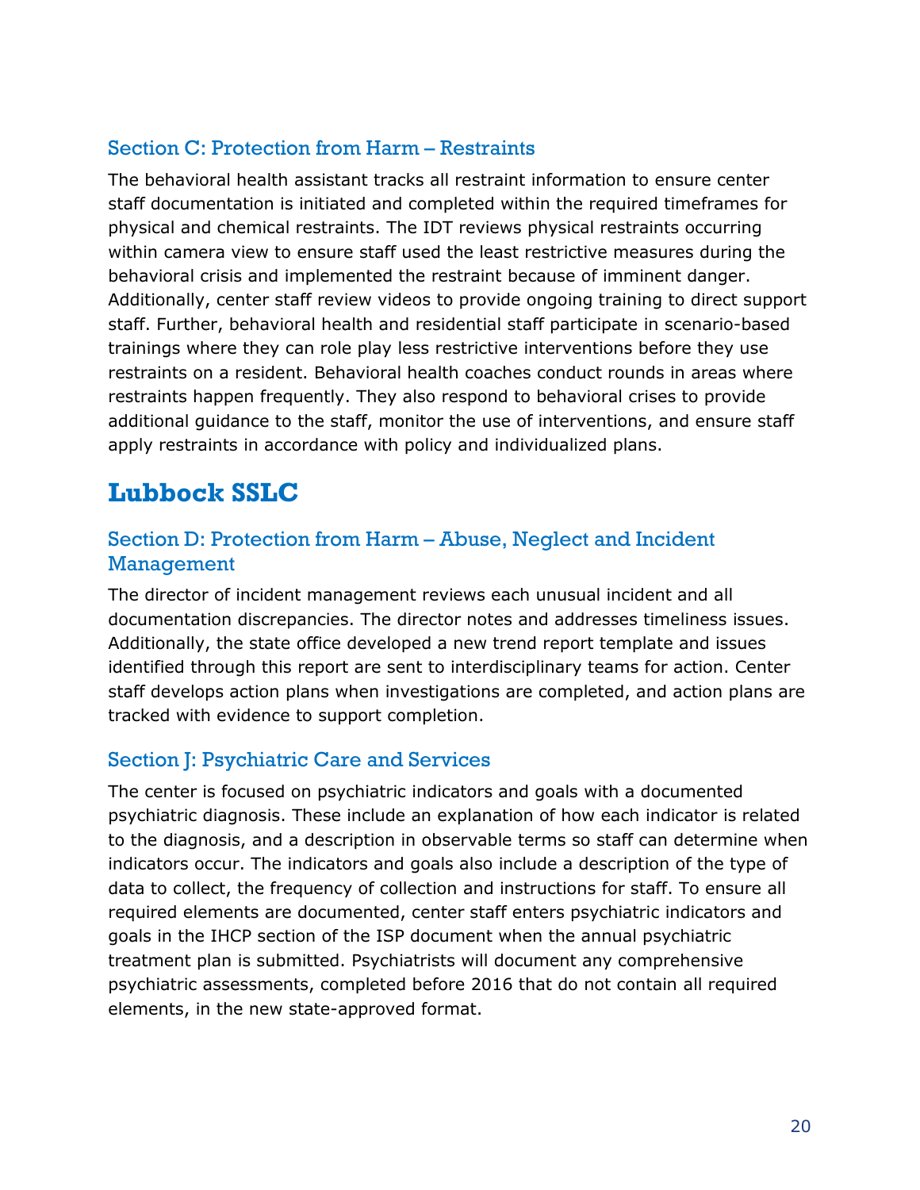### Section C: Protection from Harm – Restraints

The behavioral health assistant tracks all restraint information to ensure center staff documentation is initiated and completed within the required timeframes for physical and chemical restraints. The IDT reviews physical restraints occurring within camera view to ensure staff used the least restrictive measures during the behavioral crisis and implemented the restraint because of imminent danger. Additionally, center staff review videos to provide ongoing training to direct support staff. Further, behavioral health and residential staff participate in scenario-based trainings where they can role play less restrictive interventions before they use restraints on a resident. Behavioral health coaches conduct rounds in areas where restraints happen frequently. They also respond to behavioral crises to provide additional guidance to the staff, monitor the use of interventions, and ensure staff apply restraints in accordance with policy and individualized plans.

## Lubbock SSLC

### Section D: Protection from Harm – Abuse, Neglect and Incident Management

The director of incident management reviews each unusual incident and all documentation discrepancies. The director notes and addresses timeliness issues. Additionally, the state office developed a new trend report template and issues identified through this report are sent to interdisciplinary teams for action. Center staff develops action plans when investigations are completed, and action plans are tracked with evidence to support completion.

### Section J: Psychiatric Care and Services

The center is focused on psychiatric indicators and goals with a documented psychiatric diagnosis. These include an explanation of how each indicator is related to the diagnosis, and a description in observable terms so staff can determine when indicators occur. The indicators and goals also include a description of the type of data to collect, the frequency of collection and instructions for staff. To ensure all required elements are documented, center staff enters psychiatric indicators and goals in the IHCP section of the ISP document when the annual psychiatric treatment plan is submitted. Psychiatrists will document any comprehensive psychiatric assessments, completed before 2016 that do not contain all required elements, in the new state-approved format.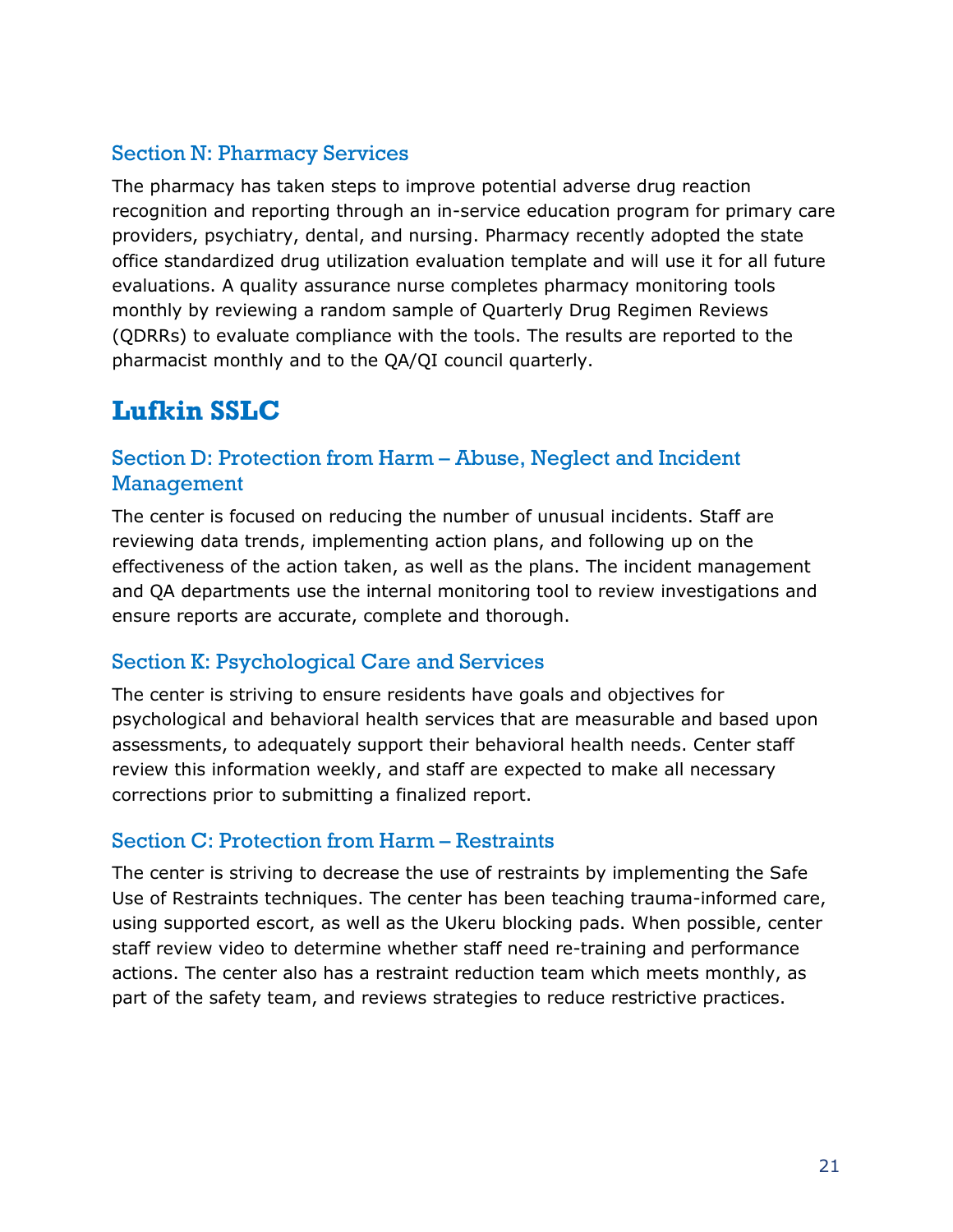### Section N: Pharmacy Services

The pharmacy has taken steps to improve potential adverse drug reaction recognition and reporting through an in-service education program for primary care providers, psychiatry, dental, and nursing. Pharmacy recently adopted the state office standardized drug utilization evaluation template and will use it for all future evaluations. A quality assurance nurse completes pharmacy monitoring tools monthly by reviewing a random sample of Quarterly Drug Regimen Reviews (QDRRs) to evaluate compliance with the tools. The results are reported to the pharmacist monthly and to the QA/QI council quarterly.

## Lufkin SSLC

### Section D: Protection from Harm – Abuse, Neglect and Incident Management

The center is focused on reducing the number of unusual incidents. Staff are reviewing data trends, implementing action plans, and following up on the effectiveness of the action taken, as well as the plans. The incident management and QA departments use the internal monitoring tool to review investigations and ensure reports are accurate, complete and thorough.

### Section K: Psychological Care and Services

The center is striving to ensure residents have goals and objectives for psychological and behavioral health services that are measurable and based upon assessments, to adequately support their behavioral health needs. Center staff review this information weekly, and staff are expected to make all necessary corrections prior to submitting a finalized report.

### Section C: Protection from Harm – Restraints

The center is striving to decrease the use of restraints by implementing the Safe Use of Restraints techniques. The center has been teaching trauma-informed care, using supported escort, as well as the Ukeru blocking pads. When possible, center staff review video to determine whether staff need re-training and performance actions. The center also has a restraint reduction team which meets monthly, as part of the safety team, and reviews strategies to reduce restrictive practices.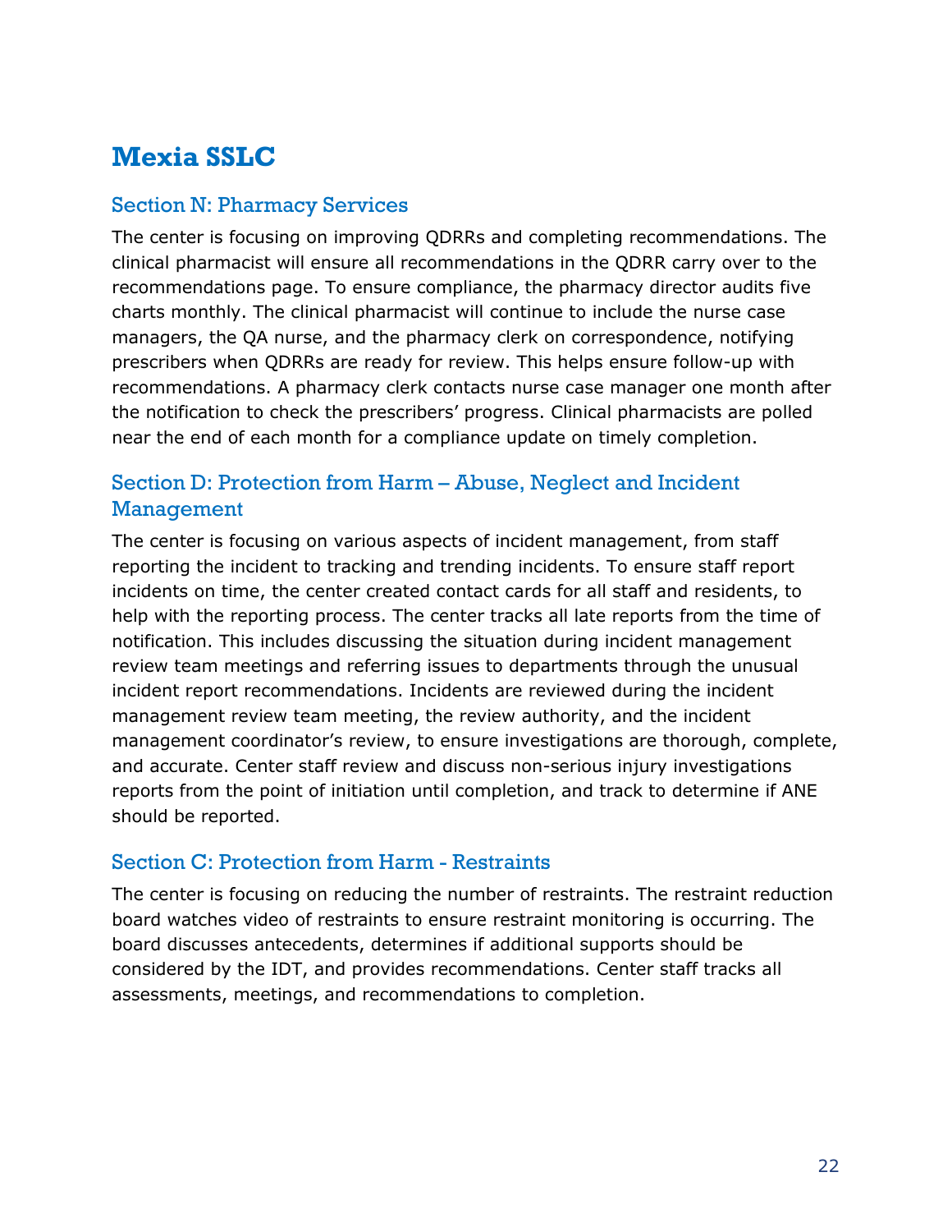# Mexia SSLC

## Section N: Pharmacy Services

The center is focusing on improving QDRRs and completing recommendations. The clinical pharmacist will ensure all recommendations in the QDRR carry over to the recommendations page. To ensure compliance, the pharmacy director audits five charts monthly. The clinical pharmacist will continue to include the nurse case managers, the QA nurse, and the pharmacy clerk on correspondence, notifying prescribers when QDRRs are ready for review. This helps ensure follow-up with recommendations. A pharmacy clerk contacts nurse case manager one month after the notification to check the prescribers' progress. Clinical pharmacists are polled near the end of each month for a compliance update on timely completion.

## Section D: Protection from Harm – Abuse, Neglect and Incident Management

The center is focusing on various aspects of incident management, from staff reporting the incident to tracking and trending incidents. To ensure staff report incidents on time, the center created contact cards for all staff and residents, to help with the reporting process. The center tracks all late reports from the time of notification. This includes discussing the situation during incident management review team meetings and referring issues to departments through the unusual incident report recommendations. Incidents are reviewed during the incident management review team meeting, the review authority, and the incident management coordinator's review, to ensure investigations are thorough, complete, and accurate. Center staff review and discuss non-serious injury investigations reports from the point of initiation until completion, and track to determine if ANE should be reported.

## Section C: Protection from Harm - Restraints

The center is focusing on reducing the number of restraints. The restraint reduction board watches video of restraints to ensure restraint monitoring is occurring. The board discusses antecedents, determines if additional supports should be considered by the IDT, and provides recommendations. Center staff tracks all assessments, meetings, and recommendations to completion.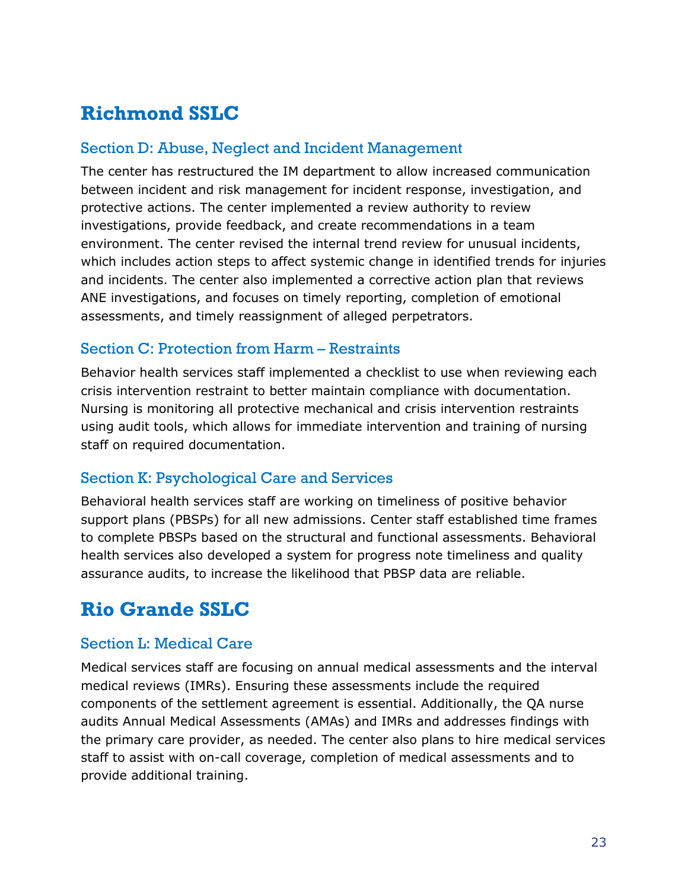## Richmond SSLC

### Section D: Abuse, Neglect and Incident Management

The center has restructured the IM department to allow increased communication between incident and risk management for incident response, investigation, and protective actions. The center implemented a review authority to review investigations, provide feedback, and create recommendations in a team environment. The center revised the internal trend review for unusual incidents, which includes action steps to affect systemic change in identified trends for injuries and incidents. The center also implemented a corrective action plan that reviews ANE investigations, and focuses on timely reporting, completion of emotional assessments, and timely reassignment of alleged perpetrators.

### Section C: Protection from Harm – Restraints

Behavior health services staff implemented a checklist to use when reviewing each crisis intervention restraint to better maintain compliance with documentation. Nursing is monitoring all protective mechanical and crisis intervention restraints using audit tools, which allows for immediate intervention and training of nursing staff on required documentation.

### Section K: Psychological Care and Services

Behavioral health services staff are working on timeliness of positive behavior support plans (PBSPs) for all new admissions. Center staff established time frames to complete PBSPs based on the structural and functional assessments. Behavioral health services also developed a system for progress note timeliness and quality assurance audits, to increase the likelihood that PBSP data are reliable.

## Rio Grande SSLC

### Section L: Medical Care

Medical services staff are focusing on annual medical assessments and the interval medical reviews (IMRs). Ensuring these assessments include the required components of the settlement agreement is essential. Additionally, the QA nurse audits Annual Medical Assessments (AMAs) and IMRs and addresses findings with the primary care provider, as needed. The center also plans to hire medical services staff to assist with on-call coverage, completion of medical assessments and to provide additional training.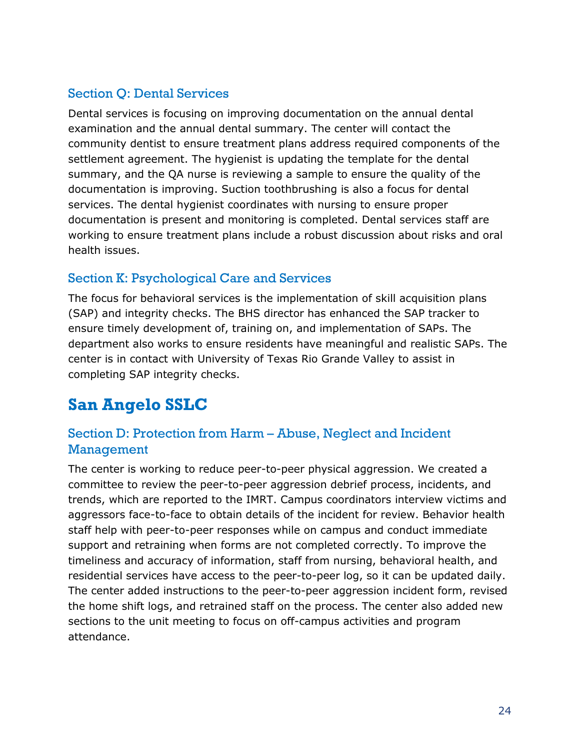### Section Q: Dental Services

Dental services is focusing on improving documentation on the annual dental examination and the annual dental summary. The center will contact the community dentist to ensure treatment plans address required components of the settlement agreement. The hygienist is updating the template for the dental summary, and the QA nurse is reviewing a sample to ensure the quality of the documentation is improving. Suction toothbrushing is also a focus for dental services. The dental hygienist coordinates with nursing to ensure proper documentation is present and monitoring is completed. Dental services staff are working to ensure treatment plans include a robust discussion about risks and oral health issues.

### Section K: Psychological Care and Services

The focus for behavioral services is the implementation of skill acquisition plans (SAP) and integrity checks. The BHS director has enhanced the SAP tracker to ensure timely development of, training on, and implementation of SAPs. The department also works to ensure residents have meaningful and realistic SAPs. The center is in contact with University of Texas Rio Grande Valley to assist in completing SAP integrity checks.

## San Angelo SSLC

### Section D: Protection from Harm – Abuse, Neglect and Incident Management

The center is working to reduce peer-to-peer physical aggression. We created a committee to review the peer-to-peer aggression debrief process, incidents, and trends, which are reported to the IMRT. Campus coordinators interview victims and aggressors face-to-face to obtain details of the incident for review. Behavior health staff help with peer-to-peer responses while on campus and conduct immediate support and retraining when forms are not completed correctly. To improve the timeliness and accuracy of information, staff from nursing, behavioral health, and residential services have access to the peer-to-peer log, so it can be updated daily. The center added instructions to the peer-to-peer aggression incident form, revised the home shift logs, and retrained staff on the process. The center also added new sections to the unit meeting to focus on off-campus activities and program attendance.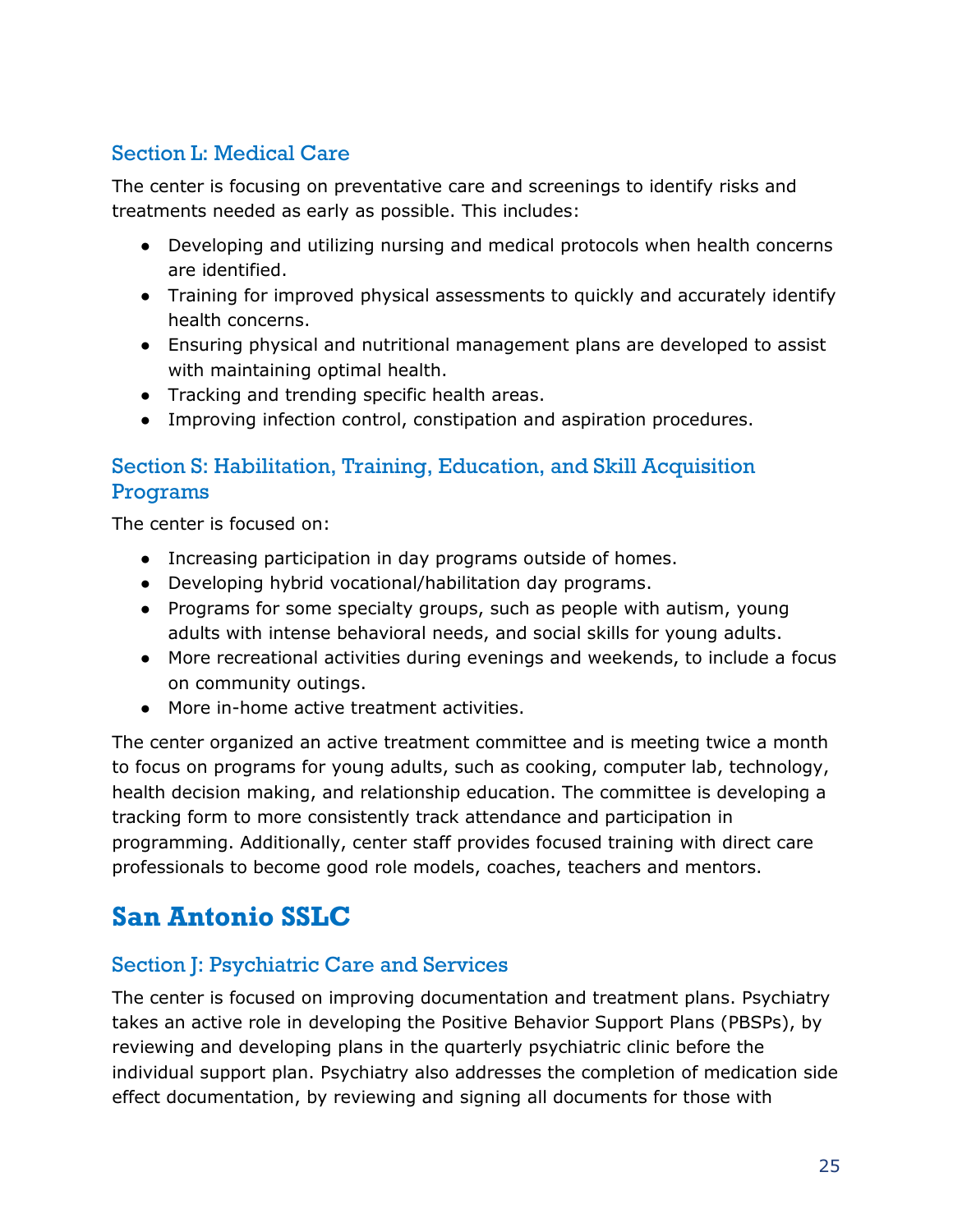### Section L: Medical Care

The center is focusing on preventative care and screenings to identify risks and treatments needed as early as possible. This includes:

- Developing and utilizing nursing and medical protocols when health concerns are identified.
- Training for improved physical assessments to quickly and accurately identify health concerns.
- Ensuring physical and nutritional management plans are developed to assist with maintaining optimal health.
- Tracking and trending specific health areas.
- Improving infection control, constipation and aspiration procedures.

### Section S: Habilitation, Training, Education, and Skill Acquisition Programs

The center is focused on:

- Increasing participation in day programs outside of homes.
- Developing hybrid vocational/habilitation day programs.
- Programs for some specialty groups, such as people with autism, young adults with intense behavioral needs, and social skills for young adults.
- More recreational activities during evenings and weekends, to include a focus on community outings.
- More in-home active treatment activities.

The center organized an active treatment committee and is meeting twice a month to focus on programs for young adults, such as cooking, computer lab, technology, health decision making, and relationship education. The committee is developing a tracking form to more consistently track attendance and participation in programming. Additionally, center staff provides focused training with direct care professionals to become good role models, coaches, teachers and mentors.

## San Antonio SSLC

### Section J: Psychiatric Care and Services

The center is focused on improving documentation and treatment plans. Psychiatry takes an active role in developing the Positive Behavior Support Plans (PBSPs), by reviewing and developing plans in the quarterly psychiatric clinic before the individual support plan. Psychiatry also addresses the completion of medication side effect documentation, by reviewing and signing all documents for those with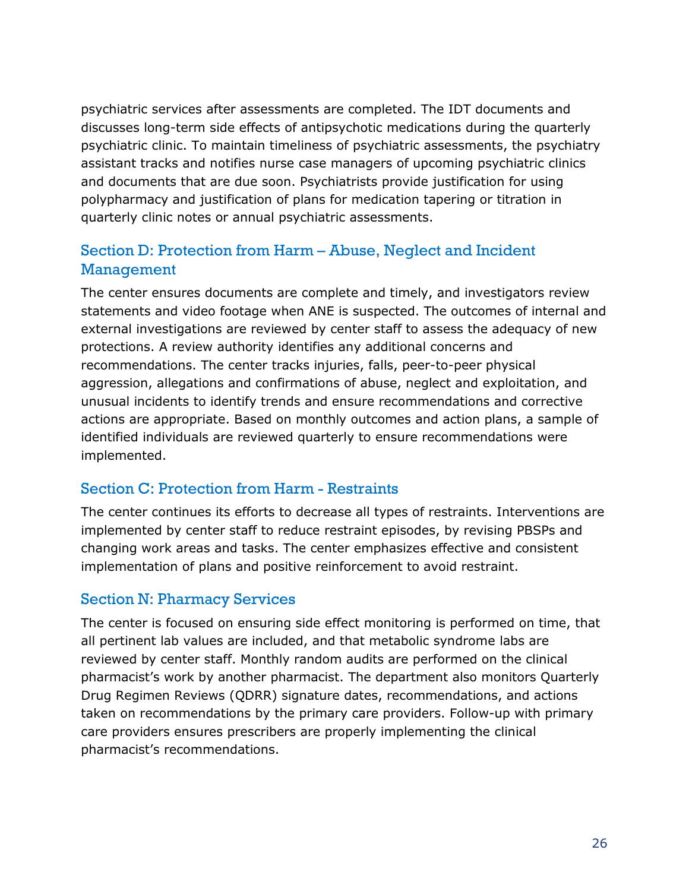psychiatric services after assessments are completed. The IDT documents and discusses long-term side effects of antipsychotic medications during the quarterly psychiatric clinic. To maintain timeliness of psychiatric assessments, the psychiatry assistant tracks and notifies nurse case managers of upcoming psychiatric clinics and documents that are due soon. Psychiatrists provide justification for using polypharmacy and justification of plans for medication tapering or titration in quarterly clinic notes or annual psychiatric assessments.

## Section D: Protection from Harm – Abuse, Neglect and Incident Management

The center ensures documents are complete and timely, and investigators review statements and video footage when ANE is suspected. The outcomes of internal and external investigations are reviewed by center staff to assess the adequacy of new protections. A review authority identifies any additional concerns and recommendations. The center tracks injuries, falls, peer-to-peer physical aggression, allegations and confirmations of abuse, neglect and exploitation, and unusual incidents to identify trends and ensure recommendations and corrective actions are appropriate. Based on monthly outcomes and action plans, a sample of identified individuals are reviewed quarterly to ensure recommendations were implemented.

## Section C: Protection from Harm - Restraints

The center continues its efforts to decrease all types of restraints. Interventions are implemented by center staff to reduce restraint episodes, by revising PBSPs and changing work areas and tasks. The center emphasizes effective and consistent implementation of plans and positive reinforcement to avoid restraint.

## Section N: Pharmacy Services

The center is focused on ensuring side effect monitoring is performed on time, that all pertinent lab values are included, and that metabolic syndrome labs are reviewed by center staff. Monthly random audits are performed on the clinical pharmacist's work by another pharmacist. The department also monitors Quarterly Drug Regimen Reviews (QDRR) signature dates, recommendations, and actions taken on recommendations by the primary care providers. Follow-up with primary care providers ensures prescribers are properly implementing the clinical pharmacist's recommendations.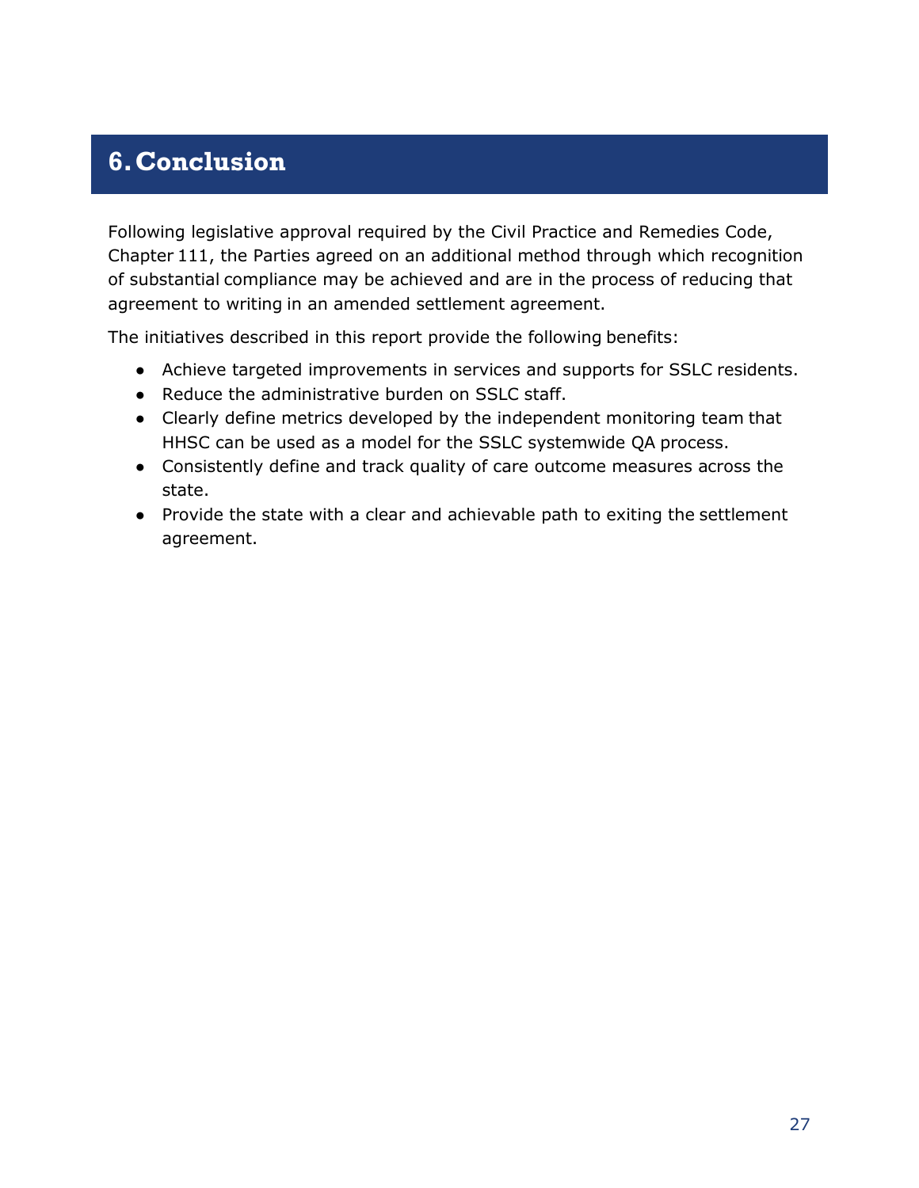# 6. Conclusion

Following legislative approval required by the Civil Practice and Remedies Code, Chapter 111, the Parties agreed on an additional method through which recognition of substantial compliance may be achieved and are in the process of reducing that agreement to writing in an amended settlement agreement.

The initiatives described in this report provide the following benefits:

- Achieve targeted improvements in services and supports for SSLC residents.
- Reduce the administrative burden on SSLC staff.
- Clearly define metrics developed by the independent monitoring team that HHSC can be used as a model for the SSLC systemwide QA process.
- Consistently define and track quality of care outcome measures across the state.
- Provide the state with a clear and achievable path to exiting the settlement agreement.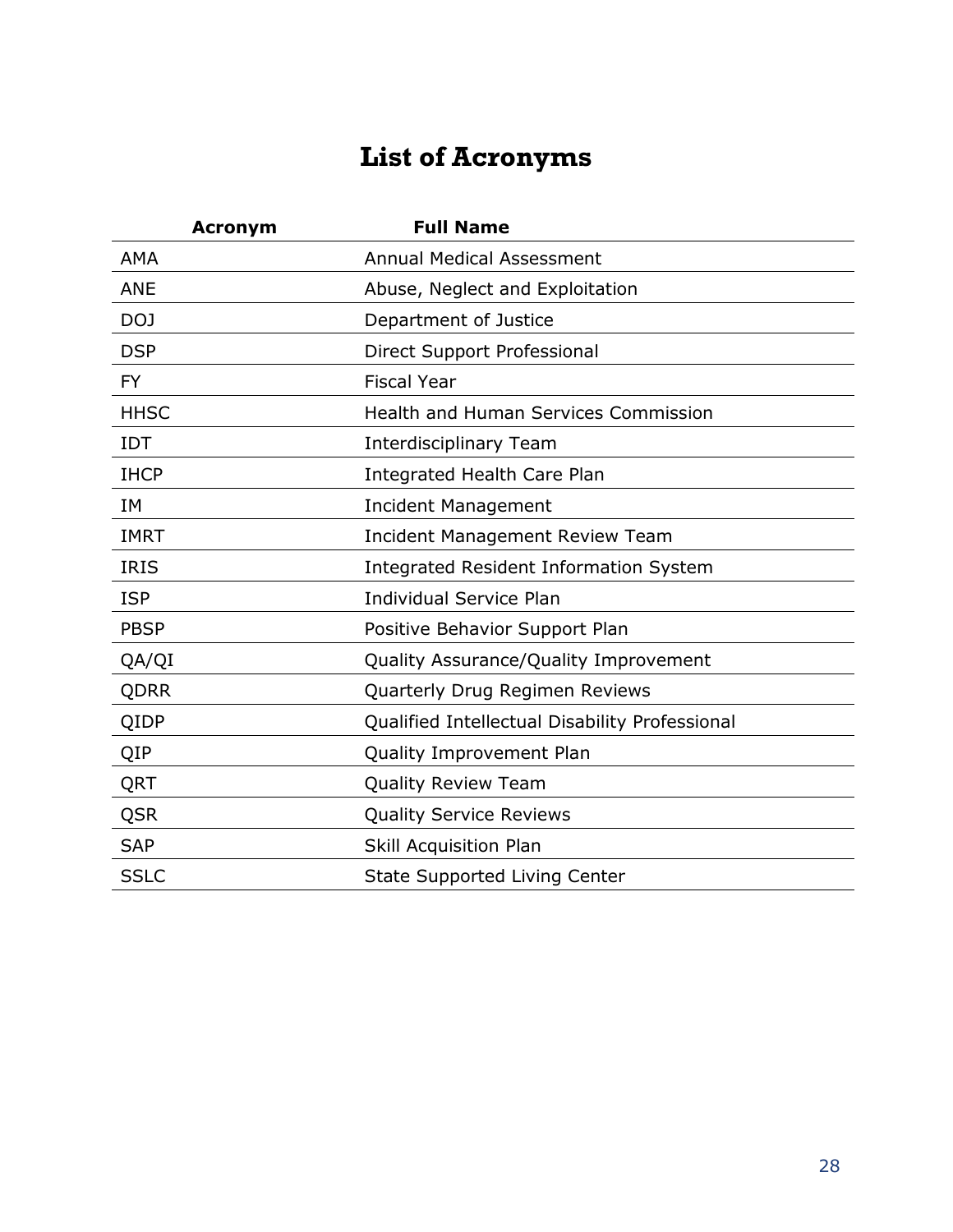# List of Acronyms

| Acronym | Full Name |
|---|---|
| AMA | Annual Medical Assessment |
| ANE | Abuse, Neglect and Exploitation |
| DOJ | Department of Justice |
| DSP | Direct Support Professional |
| FY | Fiscal Year |
| HHSC | Health and Human Services Commission |
| IDT | Interdisciplinary Team |
| IHCP | Integrated Health Care Plan |
| IM | Incident Management |
| IMRT | Incident Management Review Team |
| IRIS | Integrated Resident Information System |
| ISP | Individual Service Plan |
| PBSP | Positive Behavior Support Plan |
| QA/QI | Quality Assurance/Quality Improvement |
| QDRR | Quarterly Drug Regimen Reviews |
| QIDP | Qualified Intellectual Disability Professional |
| QIP | Quality Improvement Plan |
| QRT | Quality Review Team |
| QSR | Quality Service Reviews |
| SAP | Skill Acquisition Plan |
| SSLC | State Supported Living Center |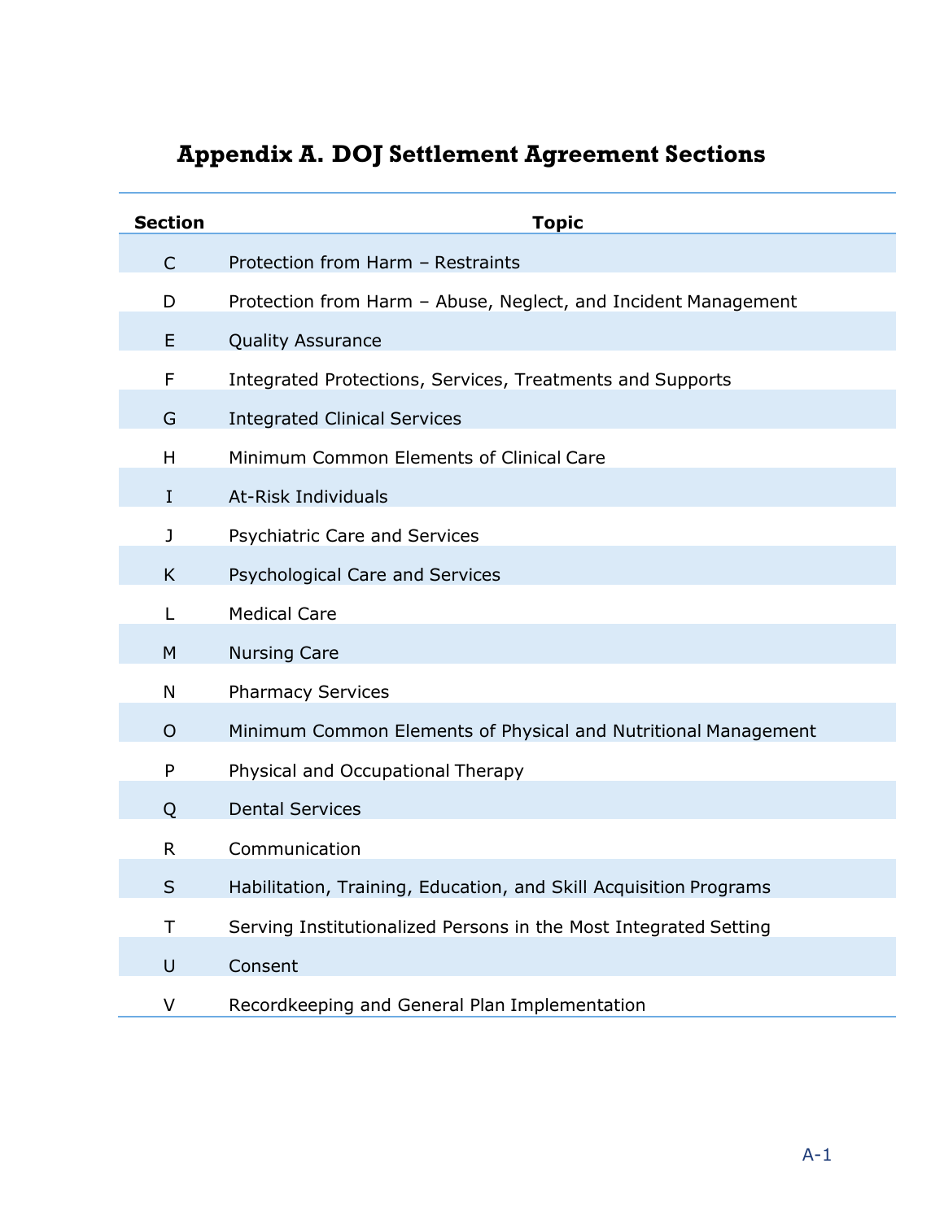# Appendix A. DOJ Settlement Agreement Sections

| Section | Topic |
|---|---|
| C | Protection from Harm – Restraints |
| D | Protection from Harm – Abuse, Neglect, and Incident Management |
| E | Quality Assurance |
| F | Integrated Protections, Services, Treatments and Supports |
| G | Integrated Clinical Services |
| H | Minimum Common Elements of Clinical Care |
| I | At-Risk Individuals |
| J | Psychiatric Care and Services |
| K | Psychological Care and Services |
| L | Medical Care |
| M | Nursing Care |
| N | Pharmacy Services |
| O | Minimum Common Elements of Physical and Nutritional Management |
| P | Physical and Occupational Therapy |
| Q | Dental Services |
| R | Communication |
| S | Habilitation, Training, Education, and Skill Acquisition Programs |
| T | Serving Institutionalized Persons in the Most Integrated Setting |
| U | Consent |
| V | Recordkeeping and General Plan Implementation |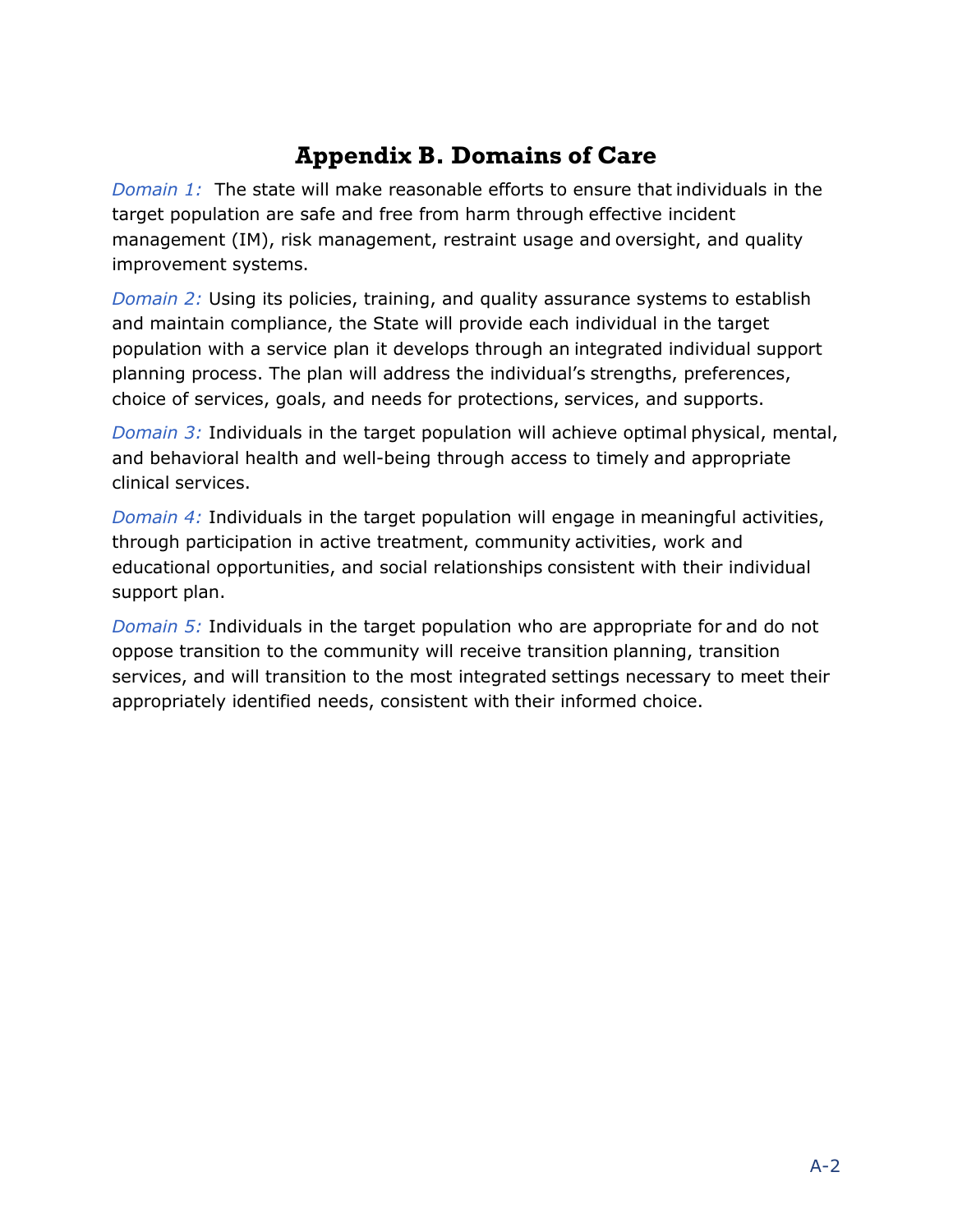# Appendix B. Domains of Care

*Domain 1:* The state will make reasonable efforts to ensure that individuals in the target population are safe and free from harm through effective incident management (IM), risk management, restraint usage and oversight, and quality improvement systems.

*Domain 2:* Using its policies, training, and quality assurance systems to establish and maintain compliance, the State will provide each individual in the target population with a service plan it develops through an integrated individual support planning process. The plan will address the individual's strengths, preferences, choice of services, goals, and needs for protections, services, and supports.

*Domain 3:* Individuals in the target population will achieve optimal physical, mental, and behavioral health and well-being through access to timely and appropriate clinical services.

*Domain 4:* Individuals in the target population will engage in meaningful activities, through participation in active treatment, community activities, work and educational opportunities, and social relationships consistent with their individual support plan.

*Domain 5:* Individuals in the target population who are appropriate for and do not oppose transition to the community will receive transition planning, transition services, and will transition to the most integrated settings necessary to meet their appropriately identified needs, consistent with their informed choice.